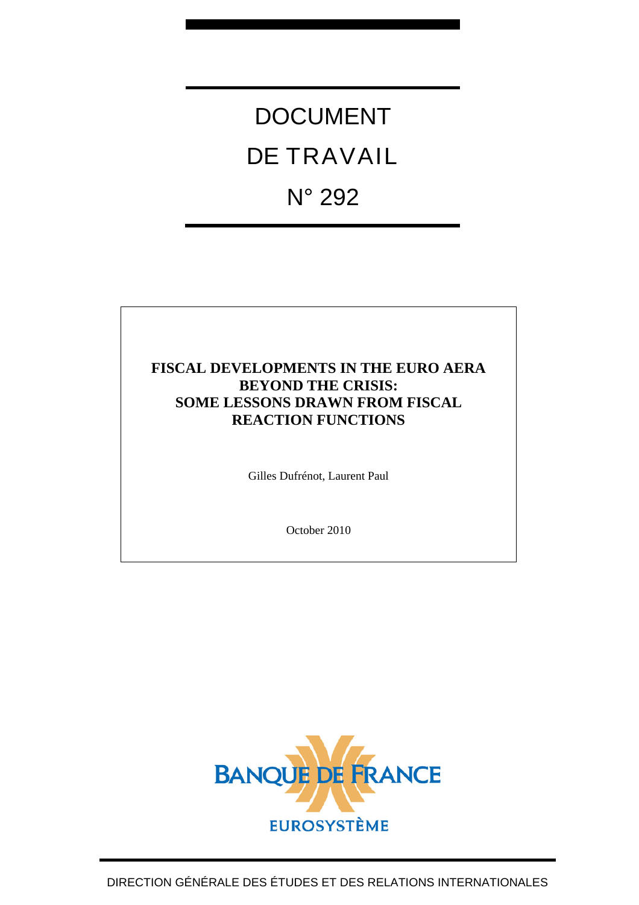# DOCUMENT DE TRAVAIL N° 292

**FISCAL DEVELOPMENTS IN THE EURO AERA BEYOND THE CRISIS: SOME LESSONS DRAWN FROM FISCAL REACTION FUNCTIONS**

Gilles Dufrénot, Laurent Paul

October 2010

BANQUE DE FRANCE

EUROSYSTÈME

DIRECTION GÉNÉRALE DES ÉTUDES ET DES RELATIONS INTERNATIONALES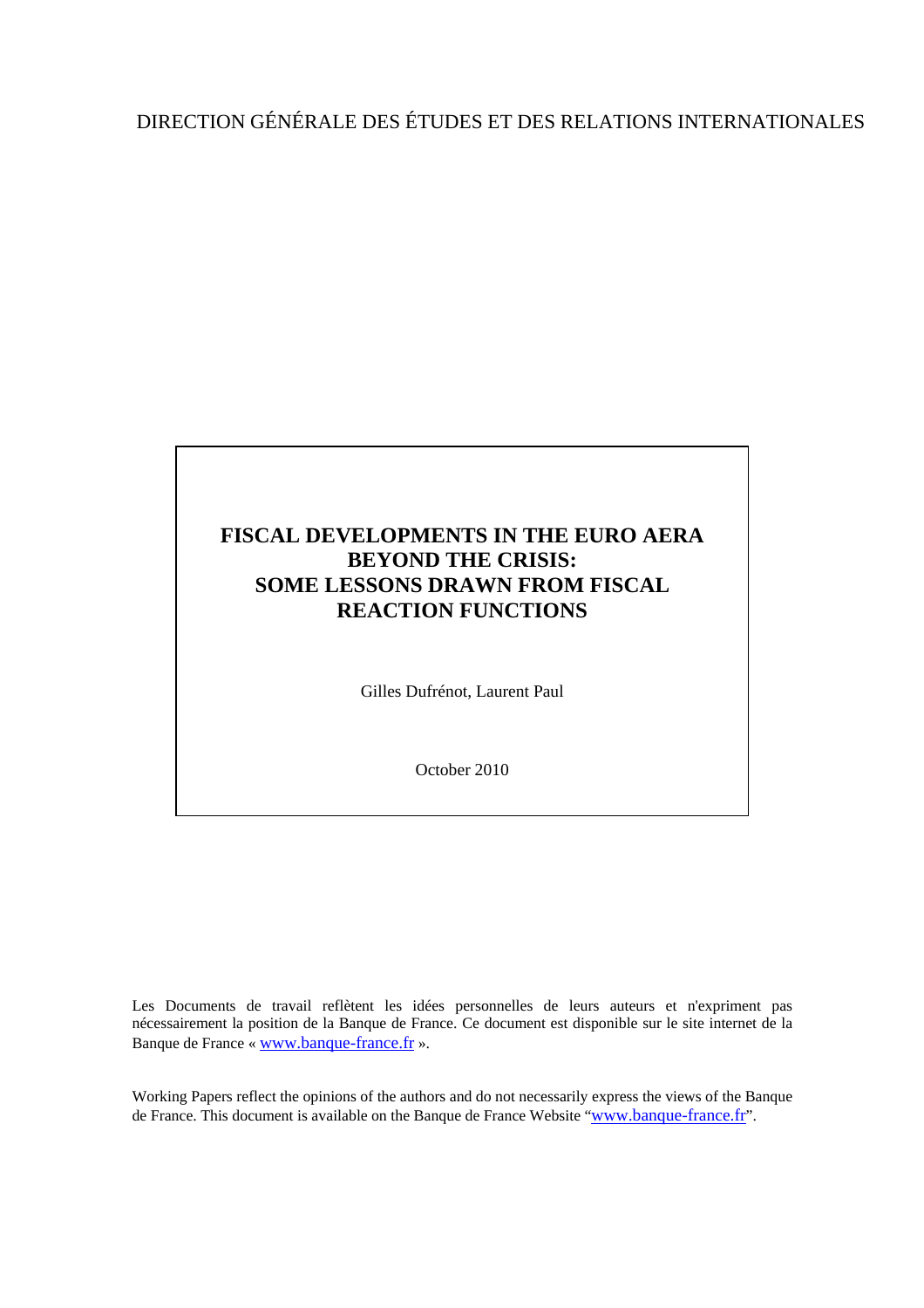DIRECTION GÉNÉRALE DES ÉTUDES ET DES RELATIONS INTERNATIONALES

# FISCAL DEVELOPMENTS IN THE EURO AERA BEYOND THE CRISIS: SOME LESSONS DRAWN FROM FISCAL REACTION FUNCTIONS

Gilles Dufrénot, Laurent Paul

October 2010

Les Documents de travail reflètent les idées personnelles de leurs auteurs et n'expriment pas nécessairement la position de la Banque de France. Ce document est disponible sur le site internet de la Banque de France « www.banque-france.fr ».

Working Papers reflect the opinions of the authors and do not necessarily express the views of the Banque de France. This document is available on the Banque de France Website "www.banque-france.fr".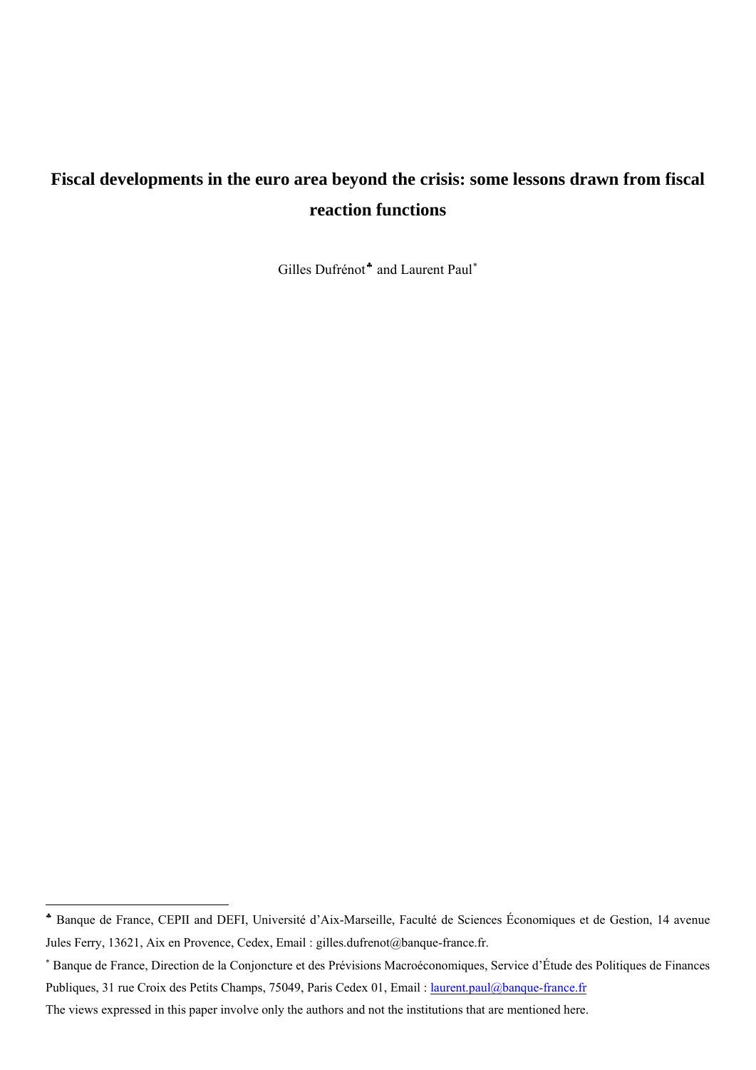# Fiscal developments in the euro area beyond the crisis: some lessons drawn from fiscal reaction functions

Gilles Dufrénot[♣] and Laurent Paul[*]

---

[♣] Banque de France, CEPII and DEFI, Université d'Aix-Marseille, Faculté de Sciences Économiques et de Gestion, 14 avenue Jules Ferry, 13621, Aix en Provence, Cedex, Email : gilles.dufrenot@banque-france.fr.

[*] Banque de France, Direction de la Conjoncture et des Prévisions Macroéconomiques, Service d'Étude des Politiques de Finances Publiques, 31 rue Croix des Petits Champs, 75049, Paris Cedex 01, Email : laurent.paul@banque-france.fr

The views expressed in this paper involve only the authors and not the institutions that are mentioned here.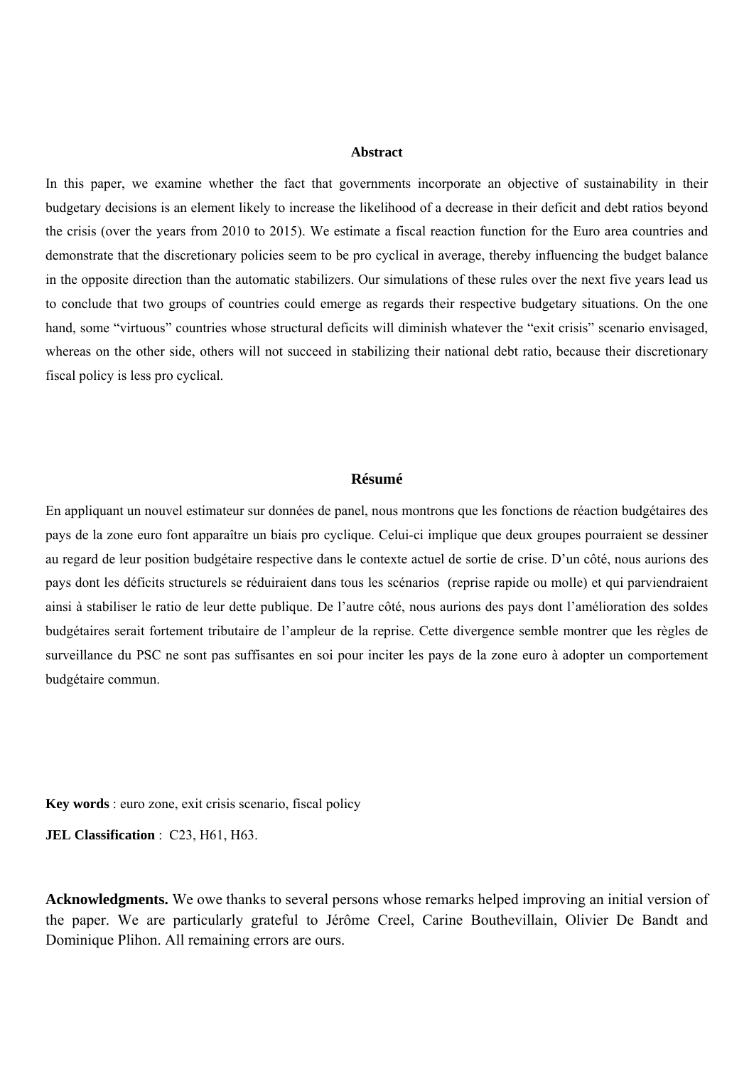## Abstract

In this paper, we examine whether the fact that governments incorporate an objective of sustainability in their budgetary decisions is an element likely to increase the likelihood of a decrease in their deficit and debt ratios beyond the crisis (over the years from 2010 to 2015). We estimate a fiscal reaction function for the Euro area countries and demonstrate that the discretionary policies seem to be pro cyclical in average, thereby influencing the budget balance in the opposite direction than the automatic stabilizers. Our simulations of these rules over the next five years lead us to conclude that two groups of countries could emerge as regards their respective budgetary situations. On the one hand, some "virtuous" countries whose structural deficits will diminish whatever the "exit crisis" scenario envisaged, whereas on the other side, others will not succeed in stabilizing their national debt ratio, because their discretionary fiscal policy is less pro cyclical.

## Résumé

En appliquant un nouvel estimateur sur données de panel, nous montrons que les fonctions de réaction budgétaires des pays de la zone euro font apparaître un biais pro cyclique. Celui-ci implique que deux groupes pourraient se dessiner au regard de leur position budgétaire respective dans le contexte actuel de sortie de crise. D'un côté, nous aurions des pays dont les déficits structurels se réduiraient dans tous les scénarios (reprise rapide ou molle) et qui parviendraient ainsi à stabiliser le ratio de leur dette publique. De l'autre côté, nous aurions des pays dont l'amélioration des soldes budgétaires serait fortement tributaire de l'ampleur de la reprise. Cette divergence semble montrer que les règles de surveillance du PSC ne sont pas suffisantes en soi pour inciter les pays de la zone euro à adopter un comportement budgétaire commun.

**Key words** : euro zone, exit crisis scenario, fiscal policy

**JEL Classification** : C23, H61, H63.

**Acknowledgments.** We owe thanks to several persons whose remarks helped improving an initial version of the paper. We are particularly grateful to Jérôme Creel, Carine Bouthevillain, Olivier De Bandt and Dominique Plihon. All remaining errors are ours.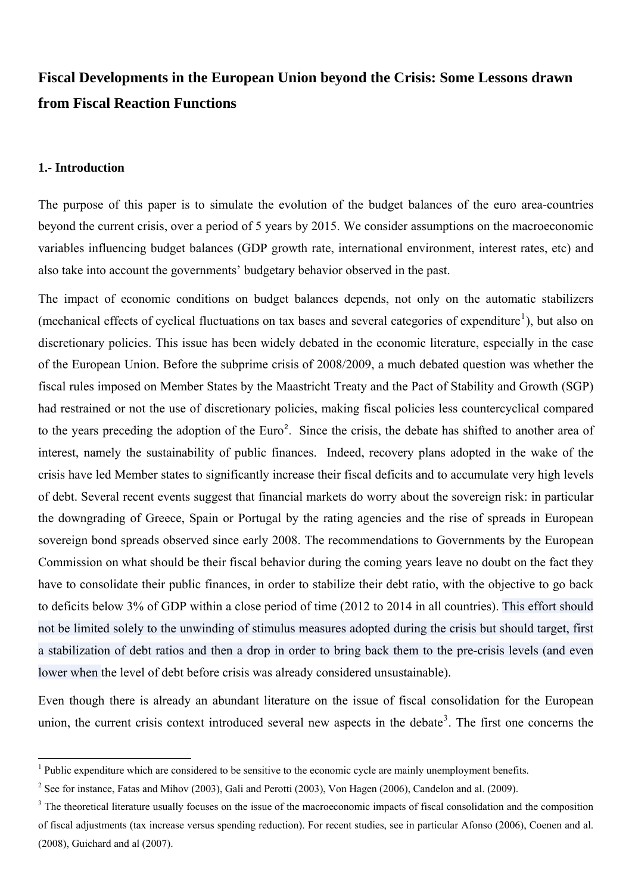# Fiscal Developments in the European Union beyond the Crisis: Some Lessons drawn from Fiscal Reaction Functions

## 1.- Introduction

The purpose of this paper is to simulate the evolution of the budget balances of the euro area-countries beyond the current crisis, over a period of 5 years by 2015. We consider assumptions on the macroeconomic variables influencing budget balances (GDP growth rate, international environment, interest rates, etc) and also take into account the governments' budgetary behavior observed in the past.

The impact of economic conditions on budget balances depends, not only on the automatic stabilizers (mechanical effects of cyclical fluctuations on tax bases and several categories of expenditure[1]), but also on discretionary policies. This issue has been widely debated in the economic literature, especially in the case of the European Union. Before the subprime crisis of 2008/2009, a much debated question was whether the fiscal rules imposed on Member States by the Maastricht Treaty and the Pact of Stability and Growth (SGP) had restrained or not the use of discretionary policies, making fiscal policies less countercyclical compared to the years preceding the adoption of the Euro[2]. Since the crisis, the debate has shifted to another area of interest, namely the sustainability of public finances. Indeed, recovery plans adopted in the wake of the crisis have led Member states to significantly increase their fiscal deficits and to accumulate very high levels of debt. Several recent events suggest that financial markets do worry about the sovereign risk: in particular the downgrading of Greece, Spain or Portugal by the rating agencies and the rise of spreads in European sovereign bond spreads observed since early 2008. The recommendations to Governments by the European Commission on what should be their fiscal behavior during the coming years leave no doubt on the fact they have to consolidate their public finances, in order to stabilize their debt ratio, with the objective to go back to deficits below 3% of GDP within a close period of time (2012 to 2014 in all countries). This effort should not be limited solely to the unwinding of stimulus measures adopted during the crisis but should target, first a stabilization of debt ratios and then a drop in order to bring back them to the pre-crisis levels (and even lower when the level of debt before crisis was already considered unsustainable).

Even though there is already an abundant literature on the issue of fiscal consolidation for the European union, the current crisis context introduced several new aspects in the debate[3]. The first one concerns the

---

[1] Public expenditure which are considered to be sensitive to the economic cycle are mainly unemployment benefits.

[2] See for instance, Fatas and Mihov (2003), Gali and Perotti (2003), Von Hagen (2006), Candelon and al. (2009).

[3] The theoretical literature usually focuses on the issue of the macroeconomic impacts of fiscal consolidation and the composition of fiscal adjustments (tax increase versus spending reduction). For recent studies, see in particular Afonso (2006), Coenen and al. (2008), Guichard and al (2007).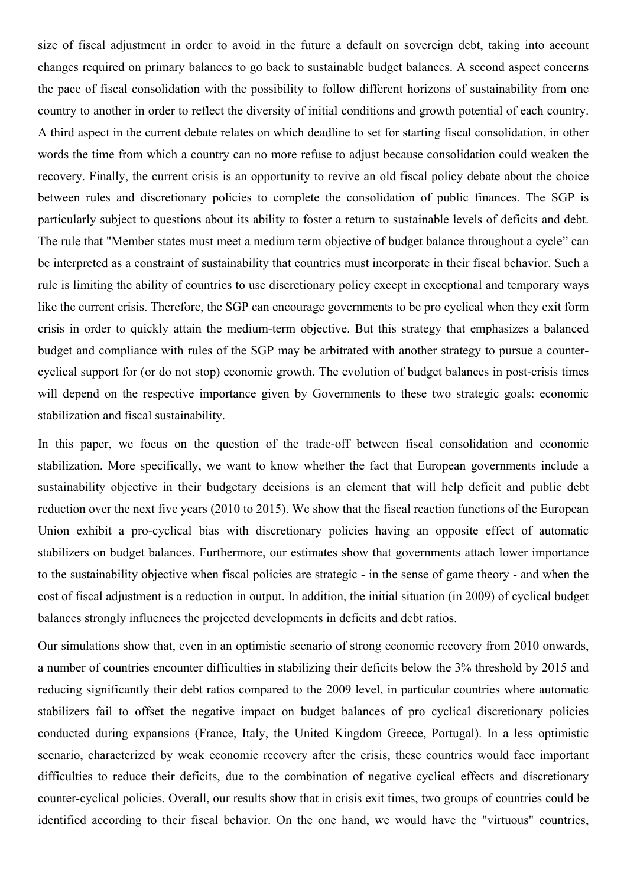size of fiscal adjustment in order to avoid in the future a default on sovereign debt, taking into account changes required on primary balances to go back to sustainable budget balances. A second aspect concerns the pace of fiscal consolidation with the possibility to follow different horizons of sustainability from one country to another in order to reflect the diversity of initial conditions and growth potential of each country. A third aspect in the current debate relates on which deadline to set for starting fiscal consolidation, in other words the time from which a country can no more refuse to adjust because consolidation could weaken the recovery. Finally, the current crisis is an opportunity to revive an old fiscal policy debate about the choice between rules and discretionary policies to complete the consolidation of public finances. The SGP is particularly subject to questions about its ability to foster a return to sustainable levels of deficits and debt. The rule that "Member states must meet a medium term objective of budget balance throughout a cycle" can be interpreted as a constraint of sustainability that countries must incorporate in their fiscal behavior. Such a rule is limiting the ability of countries to use discretionary policy except in exceptional and temporary ways like the current crisis. Therefore, the SGP can encourage governments to be pro cyclical when they exit form crisis in order to quickly attain the medium-term objective. But this strategy that emphasizes a balanced budget and compliance with rules of the SGP may be arbitrated with another strategy to pursue a counter-cyclical support for (or do not stop) economic growth. The evolution of budget balances in post-crisis times will depend on the respective importance given by Governments to these two strategic goals: economic stabilization and fiscal sustainability.

In this paper, we focus on the question of the trade-off between fiscal consolidation and economic stabilization. More specifically, we want to know whether the fact that European governments include a sustainability objective in their budgetary decisions is an element that will help deficit and public debt reduction over the next five years (2010 to 2015). We show that the fiscal reaction functions of the European Union exhibit a pro-cyclical bias with discretionary policies having an opposite effect of automatic stabilizers on budget balances. Furthermore, our estimates show that governments attach lower importance to the sustainability objective when fiscal policies are strategic - in the sense of game theory - and when the cost of fiscal adjustment is a reduction in output. In addition, the initial situation (in 2009) of cyclical budget balances strongly influences the projected developments in deficits and debt ratios.

Our simulations show that, even in an optimistic scenario of strong economic recovery from 2010 onwards, a number of countries encounter difficulties in stabilizing their deficits below the 3% threshold by 2015 and reducing significantly their debt ratios compared to the 2009 level, in particular countries where automatic stabilizers fail to offset the negative impact on budget balances of pro cyclical discretionary policies conducted during expansions (France, Italy, the United Kingdom Greece, Portugal). In a less optimistic scenario, characterized by weak economic recovery after the crisis, these countries would face important difficulties to reduce their deficits, due to the combination of negative cyclical effects and discretionary counter-cyclical policies. Overall, our results show that in crisis exit times, two groups of countries could be identified according to their fiscal behavior. On the one hand, we would have the "virtuous" countries,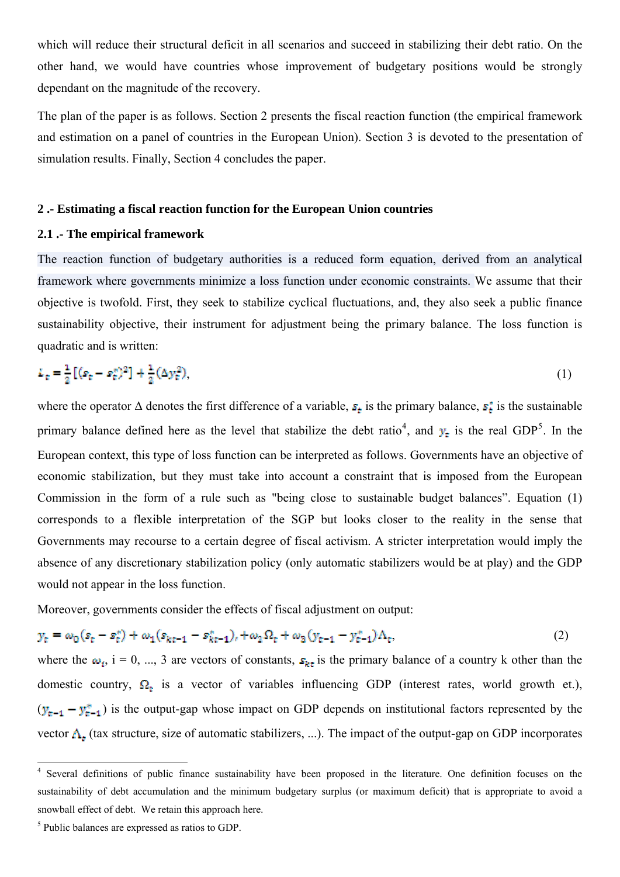which will reduce their structural deficit in all scenarios and succeed in stabilizing their debt ratio. On the other hand, we would have countries whose improvement of budgetary positions would be strongly dependant on the magnitude of the recovery.

The plan of the paper is as follows. Section 2 presents the fiscal reaction function (the empirical framework and estimation on a panel of countries in the European Union). Section 3 is devoted to the presentation of simulation results. Finally, Section 4 concludes the paper.

## 2 .- Estimating a fiscal reaction function for the European Union countries

### 2.1 .- The empirical framework

The reaction function of budgetary authorities is a reduced form equation, derived from an analytical framework where governments minimize a loss function under economic constraints. We assume that their objective is twofold. First, they seek to stabilize cyclical fluctuations, and, they also seek a public finance sustainability objective, their instrument for adjustment being the primary balance. The loss function is quadratic and is written:

$$L_t = \frac{1}{2}[(s_t - s_t^*)^2] + \frac{1}{2}(\Delta y_t^2), \tag{1}$$

where the operator Δ denotes the first difference of a variable, $s_t$ is the primary balance, $s_t^*$ is the sustainable primary balance defined here as the level that stabilize the debt ratio[4], and $y_t$ is the real GDP[5]. In the European context, this type of loss function can be interpreted as follows. Governments have an objective of economic stabilization, but they must take into account a constraint that is imposed from the European Commission in the form of a rule such as "being close to sustainable budget balances". Equation (1) corresponds to a flexible interpretation of the SGP but looks closer to the reality in the sense that Governments may recourse to a certain degree of fiscal activism. A stricter interpretation would imply the absence of any discretionary stabilization policy (only automatic stabilizers would be at play) and the GDP would not appear in the loss function.

Moreover, governments consider the effects of fiscal adjustment on output:

$$y_t = \omega_0(s_t - s_t^*) + \omega_1(s_{kt-1} - s_{kt-1}^*), + \omega_2\Omega_t + \omega_3(y_{t-1} - y_{t-1}^*)\Lambda_t, \tag{2}$$

where the $\omega_i$, i = 0, ..., 3 are vectors of constants, $s_{kt}$ is the primary balance of a country k other than the domestic country, $\Omega_t$ is a vector of variables influencing GDP (interest rates, world growth et.), $(y_{t-1} - y_{t-1}^*)$ is the output-gap whose impact on GDP depends on institutional factors represented by the vector $\Lambda_t$ (tax structure, size of automatic stabilizers, ...). The impact of the output-gap on GDP incorporates

[4] Several definitions of public finance sustainability have been proposed in the literature. One definition focuses on the sustainability of debt accumulation and the minimum budgetary surplus (or maximum deficit) that is appropriate to avoid a snowball effect of debt. We retain this approach here.

[5] Public balances are expressed as ratios to GDP.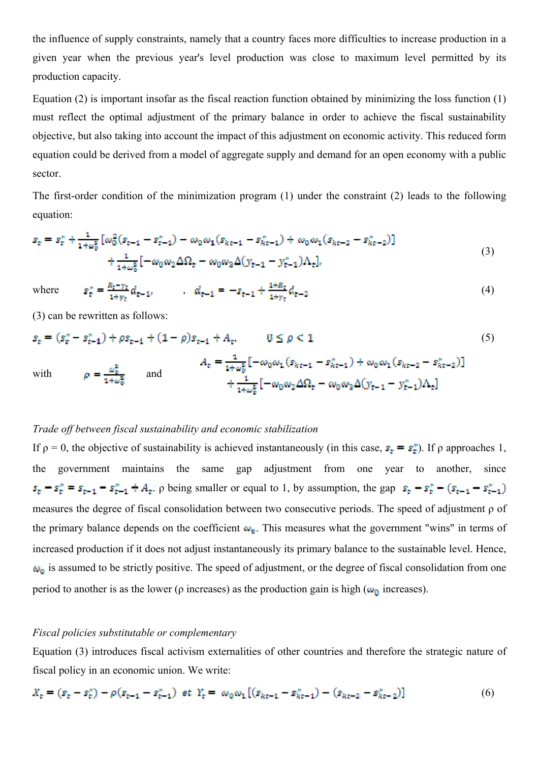the influence of supply constraints, namely that a country faces more difficulties to increase production in a given year when the previous year's level production was close to maximum level permitted by its production capacity.

Equation (2) is important insofar as the fiscal reaction function obtained by minimizing the loss function (1) must reflect the optimal adjustment of the primary balance in order to achieve the fiscal sustainability objective, but also taking into account the impact of this adjustment on economic activity. This reduced form equation could be derived from a model of aggregate supply and demand for an open economy with a public sector.

The first-order condition of the minimization program (1) under the constraint (2) leads to the following equation:

$$s_t = s_t^* + \frac{1}{1+\omega_0^2}\left[\omega_0^2(s_{t-1} - s_{t-1}^*) - \omega_0\omega_1(s_{kt-1} - s_{kt-1}^*) + \omega_0\omega_1(s_{kt-2} - s_{kt-2}^*)\right] + \frac{1}{1+\omega_0^2}\left[-\omega_0\omega_2\Delta\Omega_t - \omega_0\omega_3\Delta(y_{t-1} - y_{t-1}^*)\Lambda_t\right], \tag{3}$$

where $\quad s_t^* = \frac{R_t - \gamma_t}{1+\gamma_t} d_{t-1}, \quad d_{t-1} = -s_{t-1} + \frac{1+R_t}{1+\gamma_t} d_{t-2} \qquad (4)$

(3) can be rewritten as follows:

$$s_t = (s_t^* - s_{t-1}^*) + \rho s_{t-1} + (1-\rho)s_{t-1} + A_t, \qquad 0 \le \rho < 1 \tag{5}$$

with $\quad \rho = \frac{\omega_0^2}{1+\omega_0^2} \quad$ and $\quad A_t = \frac{1}{1+\omega_0^2}\left[-\omega_0\omega_1(s_{kt-1} - s_{kt-1}^*) + \omega_0\omega_1(s_{kt-2} - s_{kt-2}^*)\right] + \frac{1}{1+\omega_0^2}\left[-\omega_0\omega_2\Delta\Omega_t - \omega_0\omega_3\Delta(y_{t-1} - y_{t-1}^*)\Lambda_t\right]$

*Trade off between fiscal sustainability and economic stabilization*

If ρ = 0, the objective of sustainability is achieved instantaneously (in this case, $s_t = s_t^*$). If ρ approaches 1, the government maintains the same gap adjustment from one year to another, since $s_t - s_t^* = s_{t-1} - s_{t-1}^* + A_t$. ρ being smaller or equal to 1, by assumption, the gap $s_t - s_t^* - (s_{t-1} - s_{t-1}^*)$ measures the degree of fiscal consolidation between two consecutive periods. The speed of adjustment ρ of the primary balance depends on the coefficient $\omega_0$. This measures what the government "wins" in terms of increased production if it does not adjust instantaneously its primary balance to the sustainable level. Hence, $\omega_0$ is assumed to be strictly positive. The speed of adjustment, or the degree of fiscal consolidation from one period to another is as the lower (ρ increases) as the production gain is high ($\omega_0$ increases).

*Fiscal policies substitutable or complementary*

Equation (3) introduces fiscal activism externalities of other countries and therefore the strategic nature of fiscal policy in an economic union. We write:

$$X_t = (s_t - s_t^*) - \rho(s_{t-1} - s_{t-1}^*) \;\; et \;\; Y_t = \omega_0\omega_1\left[(s_{kt-1} - s_{kt-1}^*) - (s_{kt-2} - s_{kt-2}^*)\right] \tag{6}$$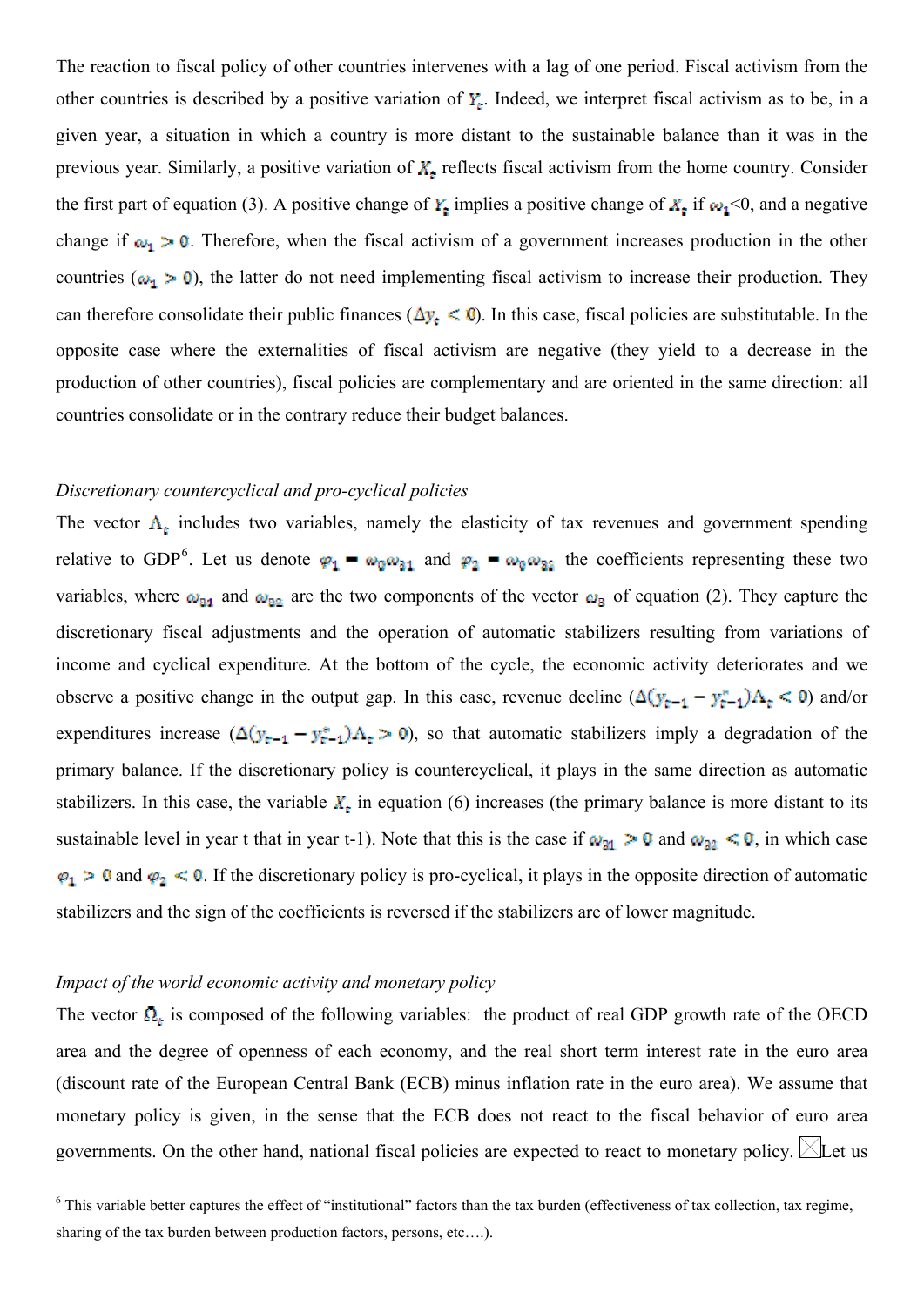The reaction to fiscal policy of other countries intervenes with a lag of one period. Fiscal activism from the other countries is described by a positive variation of $Y_t$. Indeed, we interpret fiscal activism as to be, in a given year, a situation in which a country is more distant to the sustainable balance than it was in the previous year. Similarly, a positive variation of $X_t$ reflects fiscal activism from the home country. Consider the first part of equation (3). A positive change of $Y_t$ implies a positive change of $X_t$ if $\omega_1$<0, and a negative change if $\omega_1 > 0$. Therefore, when the fiscal activism of a government increases production in the other countries ($\omega_1 > 0$), the latter do not need implementing fiscal activism to increase their production. They can therefore consolidate their public finances ($\Delta y_t < 0$). In this case, fiscal policies are substitutable. In the opposite case where the externalities of fiscal activism are negative (they yield to a decrease in the production of other countries), fiscal policies are complementary and are oriented in the same direction: all countries consolidate or in the contrary reduce their budget balances.

*Discretionary countercyclical and pro-cyclical policies*

The vector $\Lambda_t$ includes two variables, namely the elasticity of tax revenues and government spending relative to GDP[6]. Let us denote $\varphi_1 = \omega_0\omega_{31}$ and $\varphi_2 = \omega_0\omega_{32}$ the coefficients representing these two variables, where $\omega_{31}$ and $\omega_{32}$ are the two components of the vector $\omega_3$ of equation (2). They capture the discretionary fiscal adjustments and the operation of automatic stabilizers resulting from variations of income and cyclical expenditure. At the bottom of the cycle, the economic activity deteriorates and we observe a positive change in the output gap. In this case, revenue decline ($\Delta(y_{t-1} - y_{t-1}^*)\Lambda_t < 0$) and/or expenditures increase ($\Delta(y_{t-1} - y_{t-1}^*)\Lambda_t > 0$), so that automatic stabilizers imply a degradation of the primary balance. If the discretionary policy is countercyclical, it plays in the same direction as automatic stabilizers. In this case, the variable $X_t$ in equation (6) increases (the primary balance is more distant to its sustainable level in year t that in year t-1). Note that this is the case if $\omega_{31} > 0$ and $\omega_{32} < 0$, in which case $\varphi_1 > 0$ and $\varphi_2 < 0$. If the discretionary policy is pro-cyclical, it plays in the opposite direction of automatic stabilizers and the sign of the coefficients is reversed if the stabilizers are of lower magnitude.

*Impact of the world economic activity and monetary policy*

The vector $\Omega_t$ is composed of the following variables: the product of real GDP growth rate of the OECD area and the degree of openness of each economy, and the real short term interest rate in the euro area (discount rate of the European Central Bank (ECB) minus inflation rate in the euro area). We assume that monetary policy is given, in the sense that the ECB does not react to the fiscal behavior of euro area governments. On the other hand, national fiscal policies are expected to react to monetary policy. Let us

[6] This variable better captures the effect of "institutional" factors than the tax burden (effectiveness of tax collection, tax regime, sharing of the tax burden between production factors, persons, etc….).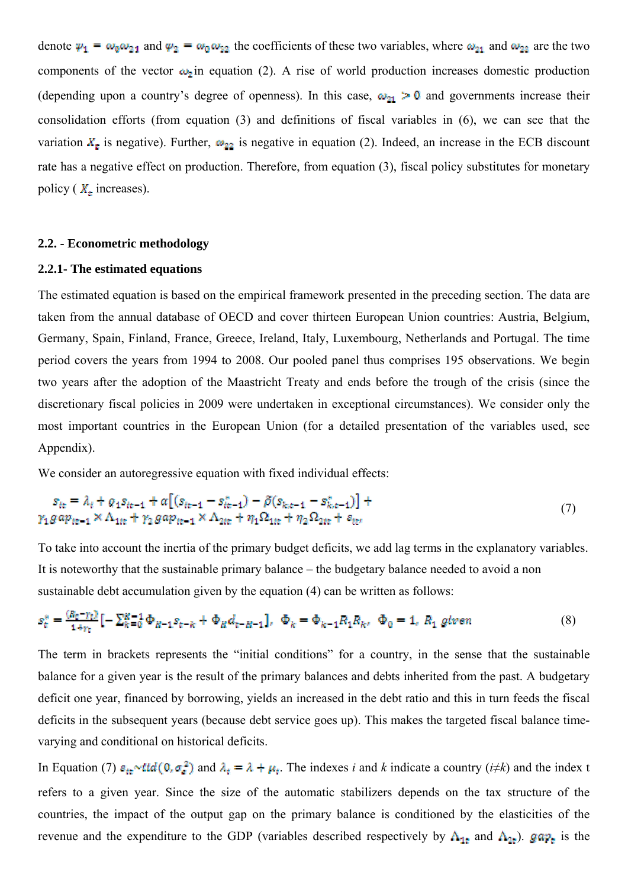denote $\psi_1 = \omega_0\omega_{21}$ and $\psi_2 = \omega_0\omega_{22}$ the coefficients of these two variables, where $\omega_{21}$ and $\omega_{22}$ are the two components of the vector $\omega_2$ in equation (2). A rise of world production increases domestic production (depending upon a country's degree of openness). In this case, $\omega_{21} > 0$ and governments increase their consolidation efforts (from equation (3) and definitions of fiscal variables in (6), we can see that the variation $X_t$ is negative). Further, $\omega_{22}$ is negative in equation (2). Indeed, an increase in the ECB discount rate has a negative effect on production. Therefore, from equation (3), fiscal policy substitutes for monetary policy ( $X_t$ increases).

## 2.2. - Econometric methodology

### 2.2.1- The estimated equations

The estimated equation is based on the empirical framework presented in the preceding section. The data are taken from the annual database of OECD and cover thirteen European Union countries: Austria, Belgium, Germany, Spain, Finland, France, Greece, Ireland, Italy, Luxembourg, Netherlands and Portugal. The time period covers the years from 1994 to 2008. Our pooled panel thus comprises 195 observations. We begin two years after the adoption of the Maastricht Treaty and ends before the trough of the crisis (since the discretionary fiscal policies in 2009 were undertaken in exceptional circumstances). We consider only the most important countries in the European Union (for a detailed presentation of the variables used, see Appendix).

We consider an autoregressive equation with fixed individual effects:

$$s_{it} = \lambda_i + \varrho_1 s_{it-1} + \alpha\left[(s_{it-1} - s^*_{it-1}) - \tilde{\rho}(s_{k,t-1} - s^*_{k,t-1})\right] + \gamma_1 gap_{it-1} \times \Lambda_{1it} + \gamma_2 gap_{it-1} \times \Lambda_{2it} + \eta_1\Omega_{1it} + \eta_2\Omega_{2it} + \varepsilon_{it}, \tag{7}$$

To take into account the inertia of the primary budget deficits, we add lag terms in the explanatory variables. It is noteworthy that the sustainable primary balance – the budgetary balance needed to avoid a non sustainable debt accumulation given by the equation (4) can be written as follows:

$$s^*_t = \frac{(R_t - \gamma_t)}{1+\gamma_t}\left[-\sum_{k=0}^{K-1}\Phi_{H-1}s_{t-k} + \Phi_H d_{t-H-1}\right],\ \ \Phi_k = \Phi_{k-1}R_1 R_k,\ \ \Phi_0 = 1,\ R_1\ given \tag{8}$$

The term in brackets represents the "initial conditions" for a country, in the sense that the sustainable balance for a given year is the result of the primary balances and debts inherited from the past. A budgetary deficit one year, financed by borrowing, yields an increased in the debt ratio and this in turn feeds the fiscal deficits in the subsequent years (because debt service goes up). This makes the targeted fiscal balance time-varying and conditional on historical deficits.

In Equation (7) $\varepsilon_{it} \sim iid(0, \sigma_\varepsilon^2)$ and $\lambda_i = \lambda + \mu_i$. The indexes *i* and *k* indicate a country (*i≠k*) and the index t refers to a given year. Since the size of the automatic stabilizers depends on the tax structure of the countries, the impact of the output gap on the primary balance is conditioned by the elasticities of the revenue and the expenditure to the GDP (variables described respectively by $\Lambda_{1t}$ and $\Lambda_{2t}$). $gap_t$ is the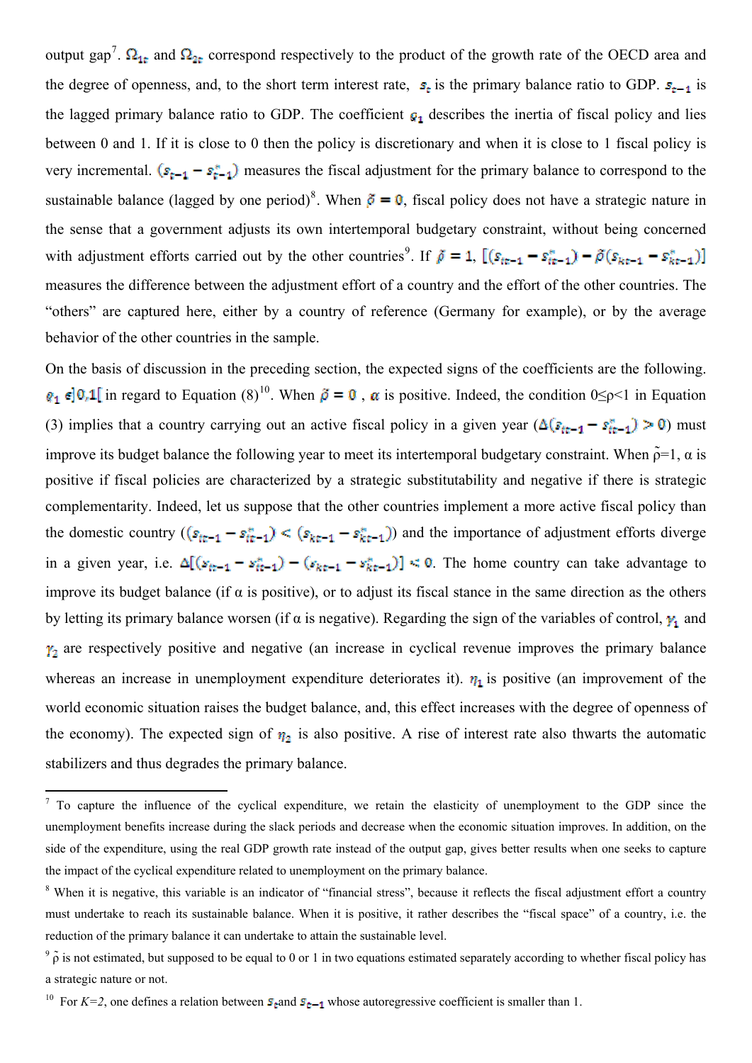output gap[7]. $\Omega_{1t}$ and $\Omega_{2t}$ correspond respectively to the product of the growth rate of the OECD area and the degree of openness, and, to the short term interest rate, $s_t$ is the primary balance ratio to GDP. $s_{t-1}$ is the lagged primary balance ratio to GDP. The coefficient $\varrho_1$ describes the inertia of fiscal policy and lies between 0 and 1. If it is close to 0 then the policy is discretionary and when it is close to 1 fiscal policy is very incremental. $(s_{t-1} - s^{*}_{t-1})$ measures the fiscal adjustment for the primary balance to correspond to the sustainable balance (lagged by one period)[8]. When $\tilde{\rho} = 0$, fiscal policy does not have a strategic nature in the sense that a government adjusts its own intertemporal budgetary constraint, without being concerned with adjustment efforts carried out by the other countries[9]. If $\tilde{\rho} = 1$, $[(s_{it-1} - s^{*}_{it-1}) - \tilde{\rho}(s_{kt-1} - s^{*}_{kt-1})]$ measures the difference between the adjustment effort of a country and the effort of the other countries. The "others" are captured here, either by a country of reference (Germany for example), or by the average behavior of the other countries in the sample.

On the basis of discussion in the preceding section, the expected signs of the coefficients are the following. $\varrho_1 \in ]0,1[$ in regard to Equation (8)[10]. When $\tilde{\rho} = 0$ , $\alpha$ is positive. Indeed, the condition $0 \leq \rho < 1$ in Equation (3) implies that a country carrying out an active fiscal policy in a given year ($\Delta(s_{t-1} - s^{*}_{t-1}) > 0$) must improve its budget balance the following year to meet its intertemporal budgetary constraint. When $\tilde{\rho}=1$, $\alpha$ is positive if fiscal policies are characterized by a strategic substitutability and negative if there is strategic complementarity. Indeed, let us suppose that the other countries implement a more active fiscal policy than the domestic country ($(s_{it-1} - s^{*}_{it-1}) < (s_{kt-1} - s^{*}_{kt-1})$) and the importance of adjustment efforts diverge in a given year, i.e. $\Delta[(s_{it-1} - s^{*}_{it-1}) - (s_{kt-1} - s^{*}_{kt-1})] < 0$. The home country can take advantage to improve its budget balance (if $\alpha$ is positive), or to adjust its fiscal stance in the same direction as the others by letting its primary balance worsen (if $\alpha$ is negative). Regarding the sign of the variables of control, $\gamma_1$ and $\gamma_2$ are respectively positive and negative (an increase in cyclical revenue improves the primary balance whereas an increase in unemployment expenditure deteriorates it). $\eta_1$ is positive (an improvement of the world economic situation raises the budget balance, and, this effect increases with the degree of openness of the economy). The expected sign of $\eta_2$ is also positive. A rise of interest rate also thwarts the automatic stabilizers and thus degrades the primary balance.

---

[7] To capture the influence of the cyclical expenditure, we retain the elasticity of unemployment to the GDP since the unemployment benefits increase during the slack periods and decrease when the economic situation improves. In addition, on the side of the expenditure, using the real GDP growth rate instead of the output gap, gives better results when one seeks to capture the impact of the cyclical expenditure related to unemployment on the primary balance.

[8] When it is negative, this variable is an indicator of "financial stress", because it reflects the fiscal adjustment effort a country must undertake to reach its sustainable balance. When it is positive, it rather describes the "fiscal space" of a country, i.e. the reduction of the primary balance it can undertake to attain the sustainable level.

[9] $\tilde{\rho}$ is not estimated, but supposed to be equal to 0 or 1 in two equations estimated separately according to whether fiscal policy has a strategic nature or not.

[10] For $K=2$, one defines a relation between $s_t$ and $s_{t-1}$ whose autoregressive coefficient is smaller than 1.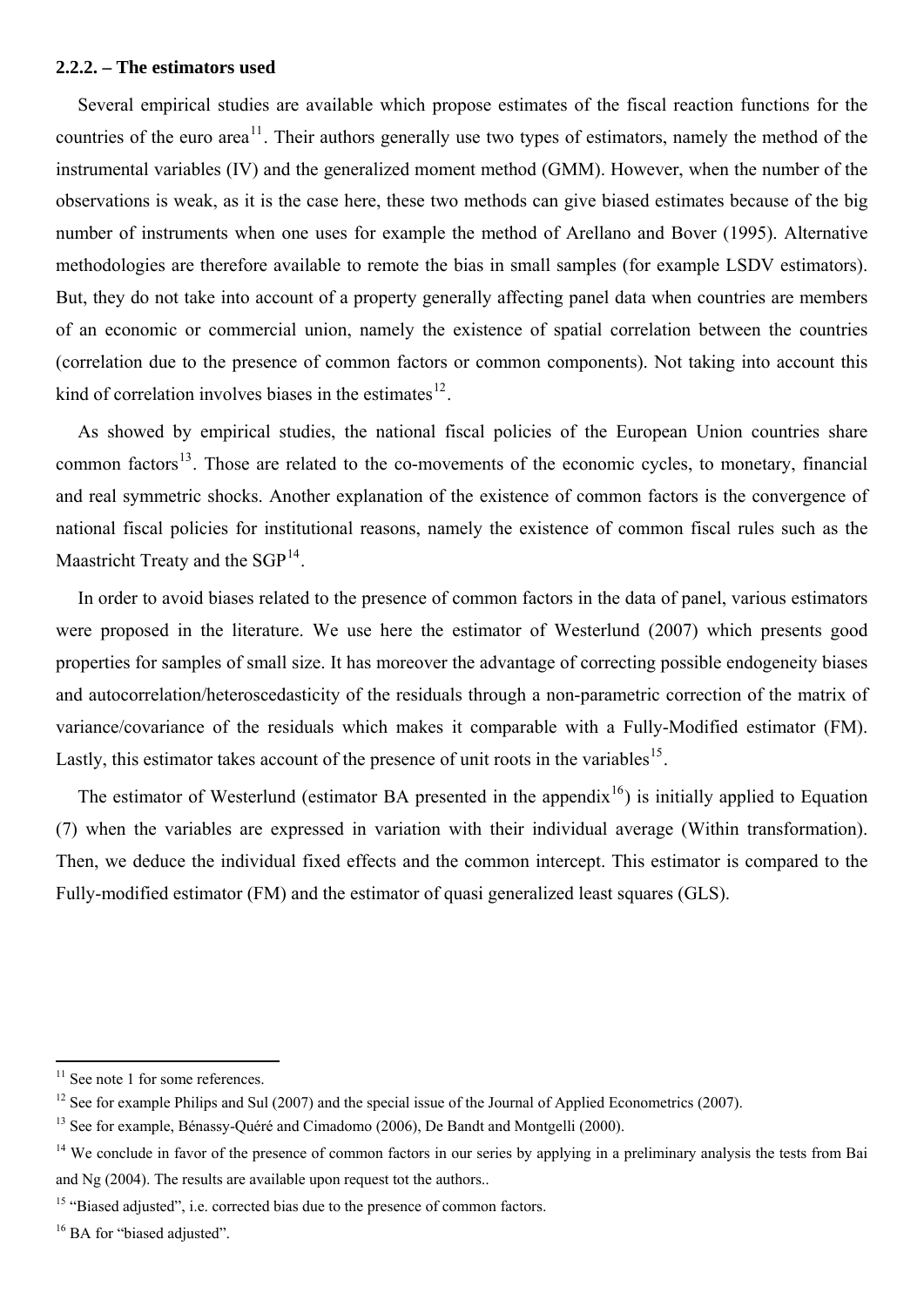#### 2.2.2. – The estimators used

Several empirical studies are available which propose estimates of the fiscal reaction functions for the countries of the euro area[11]. Their authors generally use two types of estimators, namely the method of the instrumental variables (IV) and the generalized moment method (GMM). However, when the number of the observations is weak, as it is the case here, these two methods can give biased estimates because of the big number of instruments when one uses for example the method of Arellano and Bover (1995). Alternative methodologies are therefore available to remote the bias in small samples (for example LSDV estimators). But, they do not take into account of a property generally affecting panel data when countries are members of an economic or commercial union, namely the existence of spatial correlation between the countries (correlation due to the presence of common factors or common components). Not taking into account this kind of correlation involves biases in the estimates[12].

As showed by empirical studies, the national fiscal policies of the European Union countries share common factors[13]. Those are related to the co-movements of the economic cycles, to monetary, financial and real symmetric shocks. Another explanation of the existence of common factors is the convergence of national fiscal policies for institutional reasons, namely the existence of common fiscal rules such as the Maastricht Treaty and the SGP[14].

In order to avoid biases related to the presence of common factors in the data of panel, various estimators were proposed in the literature. We use here the estimator of Westerlund (2007) which presents good properties for samples of small size. It has moreover the advantage of correcting possible endogeneity biases and autocorrelation/heteroscedasticity of the residuals through a non-parametric correction of the matrix of variance/covariance of the residuals which makes it comparable with a Fully-Modified estimator (FM). Lastly, this estimator takes account of the presence of unit roots in the variables[15].

The estimator of Westerlund (estimator BA presented in the appendix[16]) is initially applied to Equation (7) when the variables are expressed in variation with their individual average (Within transformation). Then, we deduce the individual fixed effects and the common intercept. This estimator is compared to the Fully-modified estimator (FM) and the estimator of quasi generalized least squares (GLS).

---

[11] See note 1 for some references.

[12] See for example Philips and Sul (2007) and the special issue of the Journal of Applied Econometrics (2007).

[13] See for example, Bénassy-Quéré and Cimadomo (2006), De Bandt and Montgelli (2000).

[14] We conclude in favor of the presence of common factors in our series by applying in a preliminary analysis the tests from Bai and Ng (2004). The results are available upon request tot the authors..

[15] "Biased adjusted", i.e. corrected bias due to the presence of common factors.

[16] BA for "biased adjusted".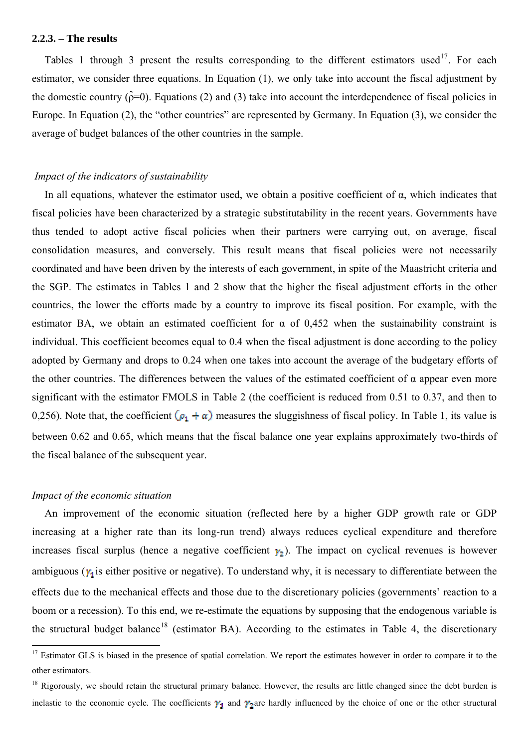#### 2.2.3. – The results

Tables 1 through 3 present the results corresponding to the different estimators used[17]. For each estimator, we consider three equations. In Equation (1), we only take into account the fiscal adjustment by the domestic country ($\tilde{\rho}$=0). Equations (2) and (3) take into account the interdependence of fiscal policies in Europe. In Equation (2), the "other countries" are represented by Germany. In Equation (3), we consider the average of budget balances of the other countries in the sample.

*Impact of the indicators of sustainability*

In all equations, whatever the estimator used, we obtain a positive coefficient of α, which indicates that fiscal policies have been characterized by a strategic substitutability in the recent years. Governments have thus tended to adopt active fiscal policies when their partners were carrying out, on average, fiscal consolidation measures, and conversely. This result means that fiscal policies were not necessarily coordinated and have been driven by the interests of each government, in spite of the Maastricht criteria and the SGP. The estimates in Tables 1 and 2 show that the higher the fiscal adjustment efforts in the other countries, the lower the efforts made by a country to improve its fiscal position. For example, with the estimator BA, we obtain an estimated coefficient for α of 0,452 when the sustainability constraint is individual. This coefficient becomes equal to 0.4 when the fiscal adjustment is done according to the policy adopted by Germany and drops to 0.24 when one takes into account the average of the budgetary efforts of the other countries. The differences between the values of the estimated coefficient of α appear even more significant with the estimator FMOLS in Table 2 (the coefficient is reduced from 0.51 to 0.37, and then to 0,256). Note that, the coefficient $(\rho_1 + \alpha)$ measures the sluggishness of fiscal policy. In Table 1, its value is between 0.62 and 0.65, which means that the fiscal balance one year explains approximately two-thirds of the fiscal balance of the subsequent year.

*Impact of the economic situation*

An improvement of the economic situation (reflected here by a higher GDP growth rate or GDP increasing at a higher rate than its long-run trend) always reduces cyclical expenditure and therefore increases fiscal surplus (hence a negative coefficient $\gamma_2$). The impact on cyclical revenues is however ambiguous ($\gamma_1$ is either positive or negative). To understand why, it is necessary to differentiate between the effects due to the mechanical effects and those due to the discretionary policies (governments' reaction to a boom or a recession). To this end, we re-estimate the equations by supposing that the endogenous variable is the structural budget balance[18] (estimator BA). According to the estimates in Table 4, the discretionary

[17] Estimator GLS is biased in the presence of spatial correlation. We report the estimates however in order to compare it to the other estimators.

[18] Rigorously, we should retain the structural primary balance. However, the results are little changed since the debt burden is inelastic to the economic cycle. The coefficients $\gamma_1$ and $\gamma_2$ are hardly influenced by the choice of one or the other structural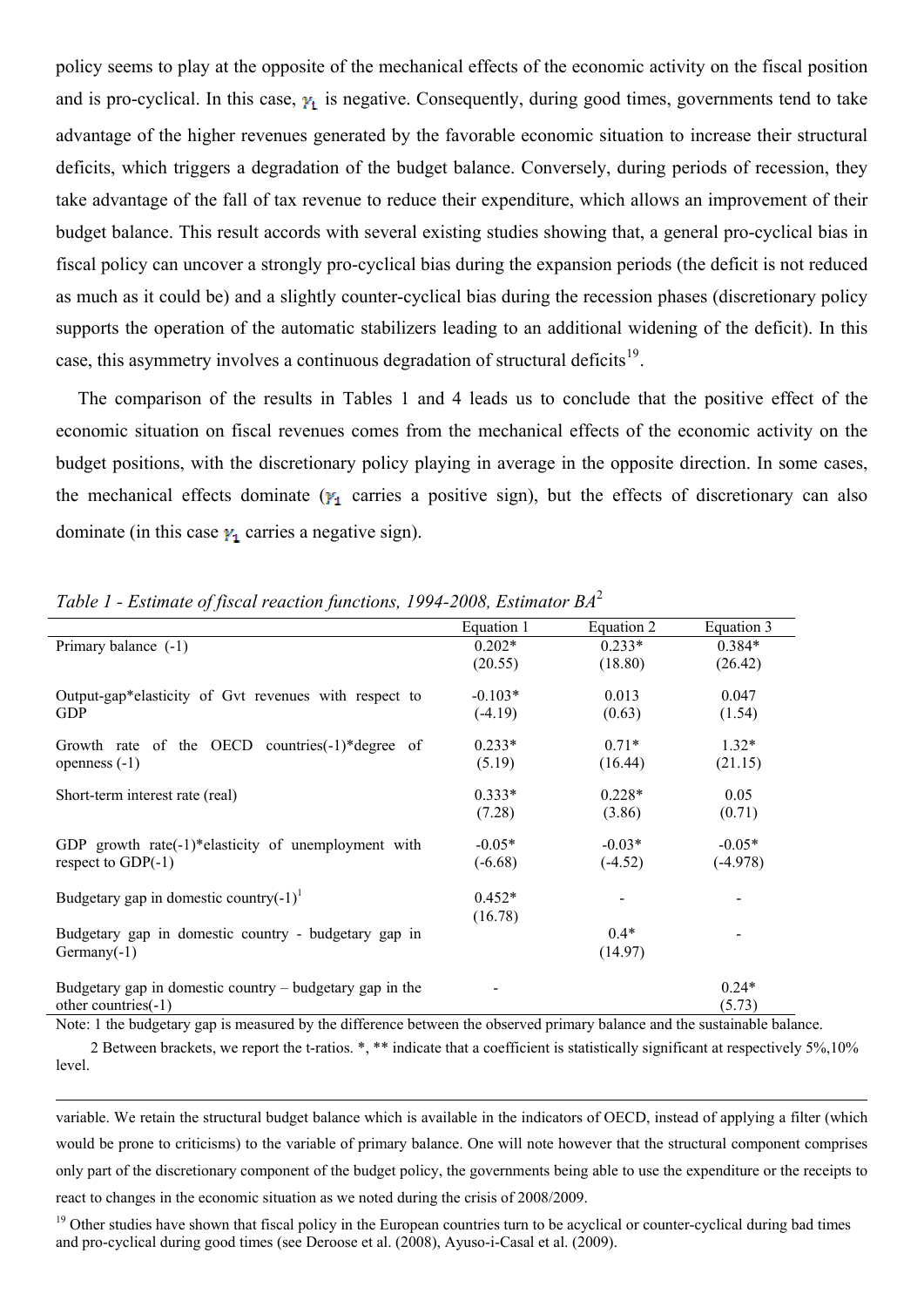policy seems to play at the opposite of the mechanical effects of the economic activity on the fiscal position and is pro-cyclical. In this case, $\gamma_1$ is negative. Consequently, during good times, governments tend to take advantage of the higher revenues generated by the favorable economic situation to increase their structural deficits, which triggers a degradation of the budget balance. Conversely, during periods of recession, they take advantage of the fall of tax revenue to reduce their expenditure, which allows an improvement of their budget balance. This result accords with several existing studies showing that, a general pro-cyclical bias in fiscal policy can uncover a strongly pro-cyclical bias during the expansion periods (the deficit is not reduced as much as it could be) and a slightly counter-cyclical bias during the recession phases (discretionary policy supports the operation of the automatic stabilizers leading to an additional widening of the deficit). In this case, this asymmetry involves a continuous degradation of structural deficits[19].

The comparison of the results in Tables 1 and 4 leads us to conclude that the positive effect of the economic situation on fiscal revenues comes from the mechanical effects of the economic activity on the budget positions, with the discretionary policy playing in average in the opposite direction. In some cases, the mechanical effects dominate ($\gamma_1$ carries a positive sign), but the effects of discretionary can also dominate (in this case $\gamma_1$ carries a negative sign).

*Table 1 - Estimate of fiscal reaction functions, 1994-2008, Estimator BA*[2]

| | Equation 1 | Equation 2 | Equation 3 |
|---|---|---|---|
| Primary balance (-1) | 0.202* (20.55) | 0.233* (18.80) | 0.384* (26.42) |
| Output-gap*elasticity of Gvt revenues with respect to GDP | -0.103* (-4.19) | 0.013 (0.63) | 0.047 (1.54) |
| Growth rate of the OECD countries(-1)*degree of openness (-1) | 0.233* (5.19) | 0.71* (16.44) | 1.32* (21.15) |
| Short-term interest rate (real) | 0.333* (7.28) | 0.228* (3.86) | 0.05 (0.71) |
| GDP growth rate(-1)*elasticity of unemployment with respect to GDP(-1) | -0.05* (-6.68) | -0.03* (-4.52) | -0.05* (-4.978) |
| Budgetary gap in domestic country(-1)[1] | 0.452* (16.78) | - | - |
| Budgetary gap in domestic country - budgetary gap in Germany(-1) | | 0.4* (14.97) | - |
| Budgetary gap in domestic country – budgetary gap in the other countries(-1) | - | | 0.24* (5.73) |

Note: 1 the budgetary gap is measured by the difference between the observed primary balance and the sustainable balance.

2 Between brackets, we report the t-ratios. *, ** indicate that a coefficient is statistically significant at respectively 5%,10% level.

---

variable. We retain the structural budget balance which is available in the indicators of OECD, instead of applying a filter (which would be prone to criticisms) to the variable of primary balance. One will note however that the structural component comprises only part of the discretionary component of the budget policy, the governments being able to use the expenditure or the receipts to react to changes in the economic situation as we noted during the crisis of 2008/2009.

[19] Other studies have shown that fiscal policy in the European countries turn to be acyclical or counter-cyclical during bad times and pro-cyclical during good times (see Deroose et al. (2008), Ayuso-i-Casal et al. (2009).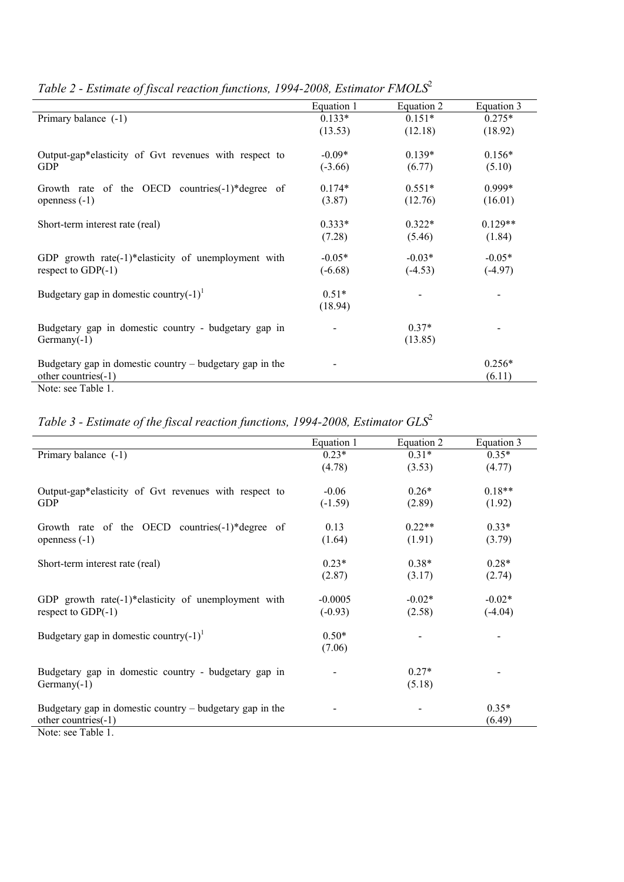*Table 2 - Estimate of fiscal reaction functions, 1994-2008, Estimator FMOLS*[2]

| | Equation 1 | Equation 2 | Equation 3 |
|---|---|---|---|
| Primary balance (-1) | 0.133*<br>(13.53) | 0.151*<br>(12.18) | 0.275*<br>(18.92) |
| Output-gap*elasticity of Gvt revenues with respect to GDP | -0.09*<br>(-3.66) | 0.139*<br>(6.77) | 0.156*<br>(5.10) |
| Growth rate of the OECD countries(-1)*degree of openness (-1) | 0.174*<br>(3.87) | 0.551*<br>(12.76) | 0.999*<br>(16.01) |
| Short-term interest rate (real) | 0.333*<br>(7.28) | 0.322*<br>(5.46) | 0.129**<br>(1.84) |
| GDP growth rate(-1)*elasticity of unemployment with respect to GDP(-1) | -0.05*<br>(-6.68) | -0.03*<br>(-4.53) | -0.05*<br>(-4.97) |
| Budgetary gap in domestic country(-1)[1] | 0.51*<br>(18.94) | - | - |
| Budgetary gap in domestic country - budgetary gap in Germany(-1) | - | 0.37*<br>(13.85) | - |
| Budgetary gap in domestic country – budgetary gap in the other countries(-1) | - | | 0.256*<br>(6.11) |

Note: see Table 1.

*Table 3 - Estimate of the fiscal reaction functions, 1994-2008, Estimator GLS*[2]

| | Equation 1 | Equation 2 | Equation 3 |
|---|---|---|---|
| Primary balance (-1) | 0.23*<br>(4.78) | 0.31*<br>(3.53) | 0.35*<br>(4.77) |
| Output-gap*elasticity of Gvt revenues with respect to GDP | -0.06<br>(-1.59) | 0.26*<br>(2.89) | 0.18**<br>(1.92) |
| Growth rate of the OECD countries(-1)*degree of openness (-1) | 0.13<br>(1.64) | 0.22**<br>(1.91) | 0.33*<br>(3.79) |
| Short-term interest rate (real) | 0.23*<br>(2.87) | 0.38*<br>(3.17) | 0.28*<br>(2.74) |
| GDP growth rate(-1)*elasticity of unemployment with respect to GDP(-1) | -0.0005<br>(-0.93) | -0.02*<br>(2.58) | -0.02*<br>(-4.04) |
| Budgetary gap in domestic country(-1)[1] | 0.50*<br>(7.06) | - | - |
| Budgetary gap in domestic country - budgetary gap in Germany(-1) | - | 0.27*<br>(5.18) | - |
| Budgetary gap in domestic country – budgetary gap in the other countries(-1) | - | - | 0.35*<br>(6.49) |

Note: see Table 1.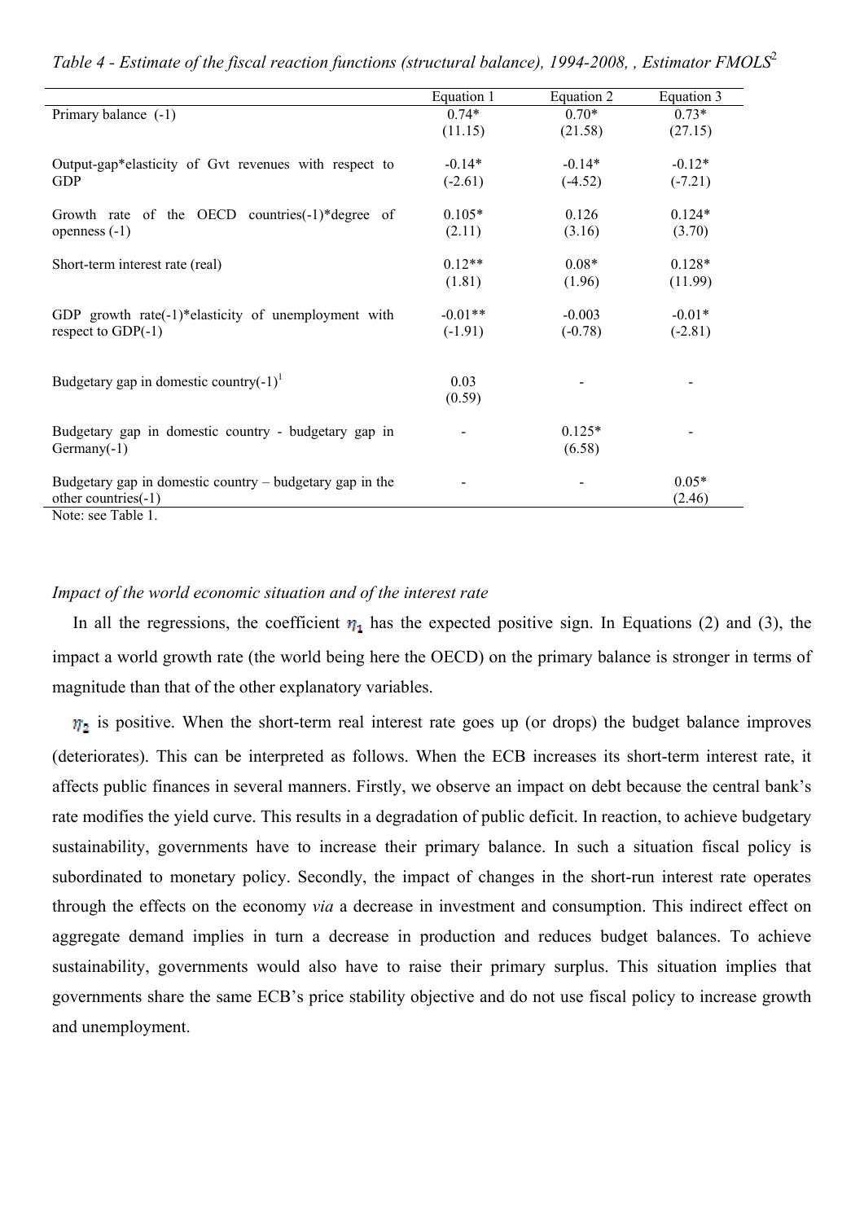*Table 4 - Estimate of the fiscal reaction functions (structural balance), 1994-2008, , Estimator FMOLS*[2]

| | Equation 1 | Equation 2 | Equation 3 |
|---|---|---|---|
| Primary balance (-1) | 0.74* (11.15) | 0.70* (21.58) | 0.73* (27.15) |
| Output-gap*elasticity of Gvt revenues with respect to GDP | -0.14* (-2.61) | -0.14* (-4.52) | -0.12* (-7.21) |
| Growth rate of the OECD countries(-1)*degree of openness (-1) | 0.105* (2.11) | 0.126 (3.16) | 0.124* (3.70) |
| Short-term interest rate (real) | 0.12** (1.81) | 0.08* (1.96) | 0.128* (11.99) |
| GDP growth rate(-1)*elasticity of unemployment with respect to GDP(-1) | -0.01** (-1.91) | -0.003 (-0.78) | -0.01* (-2.81) |
| Budgetary gap in domestic country(-1)[1] | 0.03 (0.59) | - | - |
| Budgetary gap in domestic country - budgetary gap in Germany(-1) | - | 0.125* (6.58) | - |
| Budgetary gap in domestic country – budgetary gap in the other countries(-1) | - | - | 0.05* (2.46) |

Note: see Table 1.

### *Impact of the world economic situation and of the interest rate*

In all the regressions, the coefficient $\eta_1$ has the expected positive sign. In Equations (2) and (3), the impact a world growth rate (the world being here the OECD) on the primary balance is stronger in terms of magnitude than that of the other explanatory variables.

$\eta_2$ is positive. When the short-term real interest rate goes up (or drops) the budget balance improves (deteriorates). This can be interpreted as follows. When the ECB increases its short-term interest rate, it affects public finances in several manners. Firstly, we observe an impact on debt because the central bank's rate modifies the yield curve. This results in a degradation of public deficit. In reaction, to achieve budgetary sustainability, governments have to increase their primary balance. In such a situation fiscal policy is subordinated to monetary policy. Secondly, the impact of changes in the short-run interest rate operates through the effects on the economy *via* a decrease in investment and consumption. This indirect effect on aggregate demand implies in turn a decrease in production and reduces budget balances. To achieve sustainability, governments would also have to raise their primary surplus. This situation implies that governments share the same ECB's price stability objective and do not use fiscal policy to increase growth and unemployment.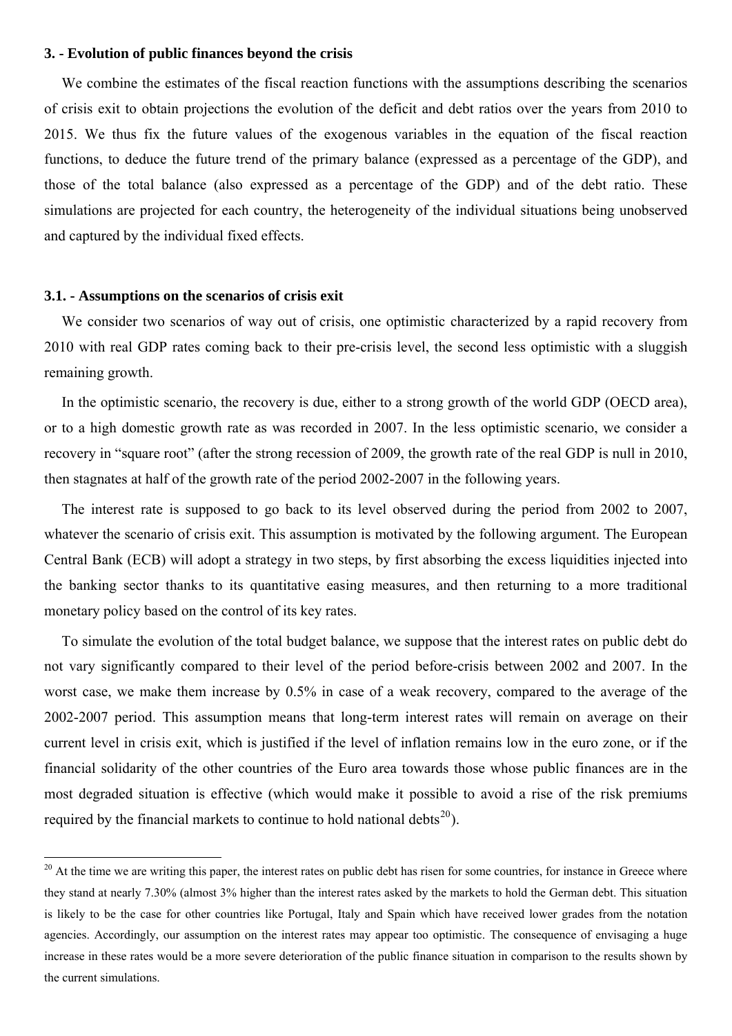### 3. - Evolution of public finances beyond the crisis

We combine the estimates of the fiscal reaction functions with the assumptions describing the scenarios of crisis exit to obtain projections the evolution of the deficit and debt ratios over the years from 2010 to 2015. We thus fix the future values of the exogenous variables in the equation of the fiscal reaction functions, to deduce the future trend of the primary balance (expressed as a percentage of the GDP), and those of the total balance (also expressed as a percentage of the GDP) and of the debt ratio. These simulations are projected for each country, the heterogeneity of the individual situations being unobserved and captured by the individual fixed effects.

### 3.1. - Assumptions on the scenarios of crisis exit

We consider two scenarios of way out of crisis, one optimistic characterized by a rapid recovery from 2010 with real GDP rates coming back to their pre-crisis level, the second less optimistic with a sluggish remaining growth.

In the optimistic scenario, the recovery is due, either to a strong growth of the world GDP (OECD area), or to a high domestic growth rate as was recorded in 2007. In the less optimistic scenario, we consider a recovery in "square root" (after the strong recession of 2009, the growth rate of the real GDP is null in 2010, then stagnates at half of the growth rate of the period 2002-2007 in the following years.

The interest rate is supposed to go back to its level observed during the period from 2002 to 2007, whatever the scenario of crisis exit. This assumption is motivated by the following argument. The European Central Bank (ECB) will adopt a strategy in two steps, by first absorbing the excess liquidities injected into the banking sector thanks to its quantitative easing measures, and then returning to a more traditional monetary policy based on the control of its key rates.

To simulate the evolution of the total budget balance, we suppose that the interest rates on public debt do not vary significantly compared to their level of the period before-crisis between 2002 and 2007. In the worst case, we make them increase by 0.5% in case of a weak recovery, compared to the average of the 2002-2007 period. This assumption means that long-term interest rates will remain on average on their current level in crisis exit, which is justified if the level of inflation remains low in the euro zone, or if the financial solidarity of the other countries of the Euro area towards those whose public finances are in the most degraded situation is effective (which would make it possible to avoid a rise of the risk premiums required by the financial markets to continue to hold national debts[20]).

[20] At the time we are writing this paper, the interest rates on public debt has risen for some countries, for instance in Greece where they stand at nearly 7.30% (almost 3% higher than the interest rates asked by the markets to hold the German debt. This situation is likely to be the case for other countries like Portugal, Italy and Spain which have received lower grades from the notation agencies. Accordingly, our assumption on the interest rates may appear too optimistic. The consequence of envisaging a huge increase in these rates would be a more severe deterioration of the public finance situation in comparison to the results shown by the current simulations.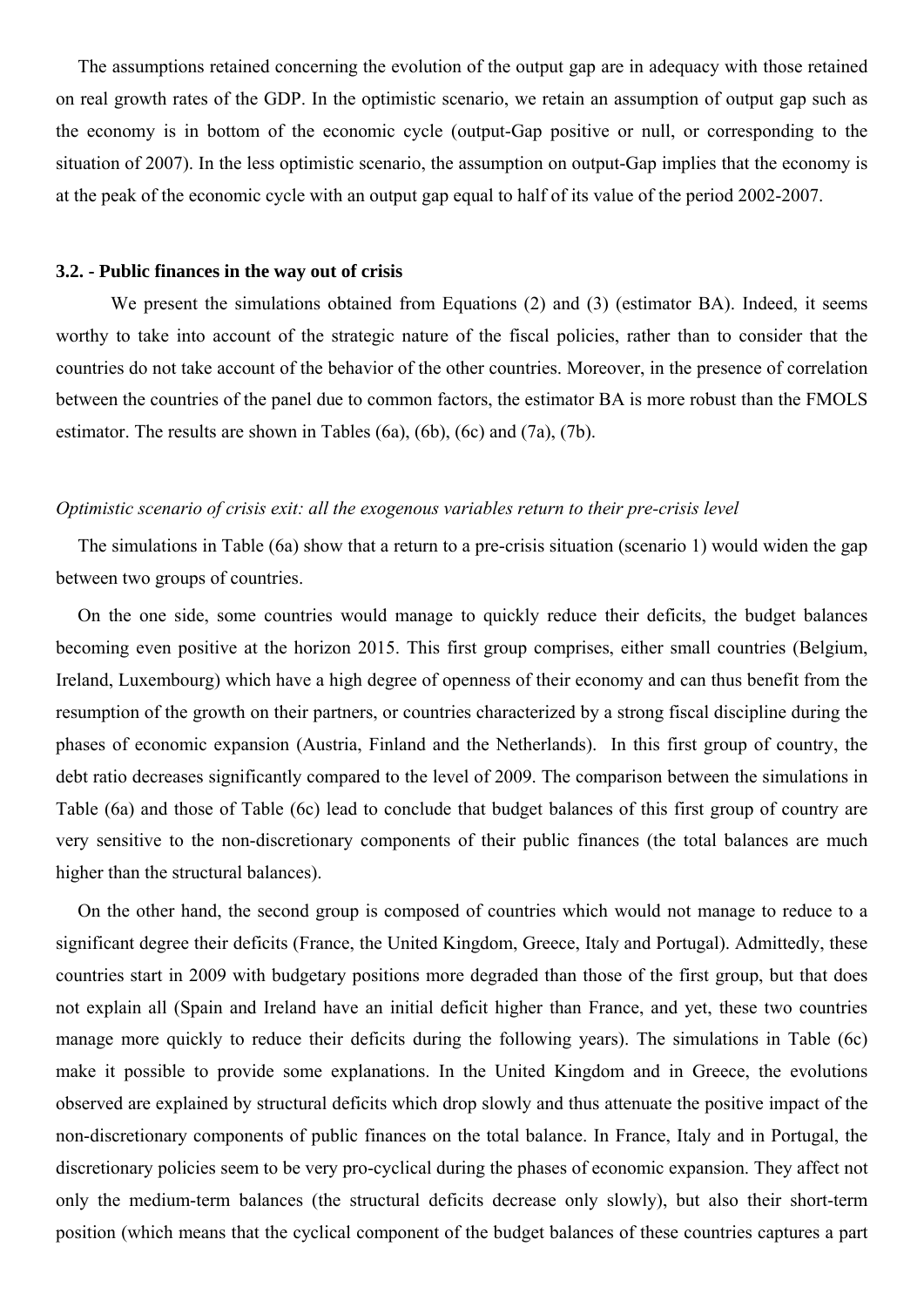The assumptions retained concerning the evolution of the output gap are in adequacy with those retained on real growth rates of the GDP. In the optimistic scenario, we retain an assumption of output gap such as the economy is in bottom of the economic cycle (output-Gap positive or null, or corresponding to the situation of 2007). In the less optimistic scenario, the assumption on output-Gap implies that the economy is at the peak of the economic cycle with an output gap equal to half of its value of the period 2002-2007.

### 3.2. - Public finances in the way out of crisis

We present the simulations obtained from Equations (2) and (3) (estimator BA). Indeed, it seems worthy to take into account of the strategic nature of the fiscal policies, rather than to consider that the countries do not take account of the behavior of the other countries. Moreover, in the presence of correlation between the countries of the panel due to common factors, the estimator BA is more robust than the FMOLS estimator. The results are shown in Tables (6a), (6b), (6c) and (7a), (7b).

*Optimistic scenario of crisis exit: all the exogenous variables return to their pre-crisis level*

The simulations in Table (6a) show that a return to a pre-crisis situation (scenario 1) would widen the gap between two groups of countries.

On the one side, some countries would manage to quickly reduce their deficits, the budget balances becoming even positive at the horizon 2015. This first group comprises, either small countries (Belgium, Ireland, Luxembourg) which have a high degree of openness of their economy and can thus benefit from the resumption of the growth on their partners, or countries characterized by a strong fiscal discipline during the phases of economic expansion (Austria, Finland and the Netherlands). In this first group of country, the debt ratio decreases significantly compared to the level of 2009. The comparison between the simulations in Table (6a) and those of Table (6c) lead to conclude that budget balances of this first group of country are very sensitive to the non-discretionary components of their public finances (the total balances are much higher than the structural balances).

On the other hand, the second group is composed of countries which would not manage to reduce to a significant degree their deficits (France, the United Kingdom, Greece, Italy and Portugal). Admittedly, these countries start in 2009 with budgetary positions more degraded than those of the first group, but that does not explain all (Spain and Ireland have an initial deficit higher than France, and yet, these two countries manage more quickly to reduce their deficits during the following years). The simulations in Table (6c) make it possible to provide some explanations. In the United Kingdom and in Greece, the evolutions observed are explained by structural deficits which drop slowly and thus attenuate the positive impact of the non-discretionary components of public finances on the total balance. In France, Italy and in Portugal, the discretionary policies seem to be very pro-cyclical during the phases of economic expansion. They affect not only the medium-term balances (the structural deficits decrease only slowly), but also their short-term position (which means that the cyclical component of the budget balances of these countries captures a part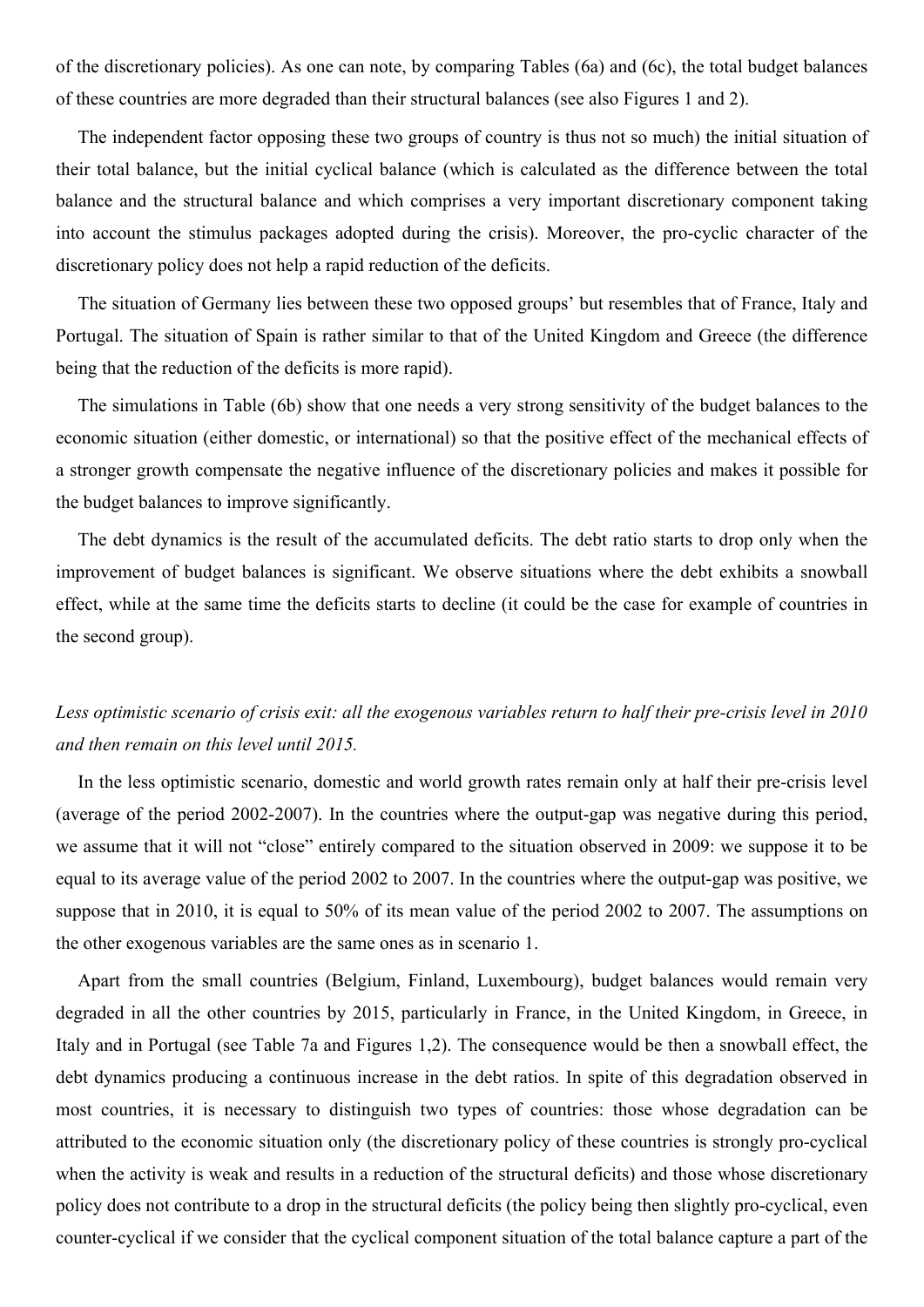of the discretionary policies). As one can note, by comparing Tables (6a) and (6c), the total budget balances of these countries are more degraded than their structural balances (see also Figures 1 and 2).

The independent factor opposing these two groups of country is thus not so much) the initial situation of their total balance, but the initial cyclical balance (which is calculated as the difference between the total balance and the structural balance and which comprises a very important discretionary component taking into account the stimulus packages adopted during the crisis). Moreover, the pro-cyclic character of the discretionary policy does not help a rapid reduction of the deficits.

The situation of Germany lies between these two opposed groups' but resembles that of France, Italy and Portugal. The situation of Spain is rather similar to that of the United Kingdom and Greece (the difference being that the reduction of the deficits is more rapid).

The simulations in Table (6b) show that one needs a very strong sensitivity of the budget balances to the economic situation (either domestic, or international) so that the positive effect of the mechanical effects of a stronger growth compensate the negative influence of the discretionary policies and makes it possible for the budget balances to improve significantly.

The debt dynamics is the result of the accumulated deficits. The debt ratio starts to drop only when the improvement of budget balances is significant. We observe situations where the debt exhibits a snowball effect, while at the same time the deficits starts to decline (it could be the case for example of countries in the second group).

*Less optimistic scenario of crisis exit: all the exogenous variables return to half their pre-crisis level in 2010 and then remain on this level until 2015.*

In the less optimistic scenario, domestic and world growth rates remain only at half their pre-crisis level (average of the period 2002-2007). In the countries where the output-gap was negative during this period, we assume that it will not "close" entirely compared to the situation observed in 2009: we suppose it to be equal to its average value of the period 2002 to 2007. In the countries where the output-gap was positive, we suppose that in 2010, it is equal to 50% of its mean value of the period 2002 to 2007. The assumptions on the other exogenous variables are the same ones as in scenario 1.

Apart from the small countries (Belgium, Finland, Luxembourg), budget balances would remain very degraded in all the other countries by 2015, particularly in France, in the United Kingdom, in Greece, in Italy and in Portugal (see Table 7a and Figures 1,2). The consequence would be then a snowball effect, the debt dynamics producing a continuous increase in the debt ratios. In spite of this degradation observed in most countries, it is necessary to distinguish two types of countries: those whose degradation can be attributed to the economic situation only (the discretionary policy of these countries is strongly pro-cyclical when the activity is weak and results in a reduction of the structural deficits) and those whose discretionary policy does not contribute to a drop in the structural deficits (the policy being then slightly pro-cyclical, even counter-cyclical if we consider that the cyclical component situation of the total balance capture a part of the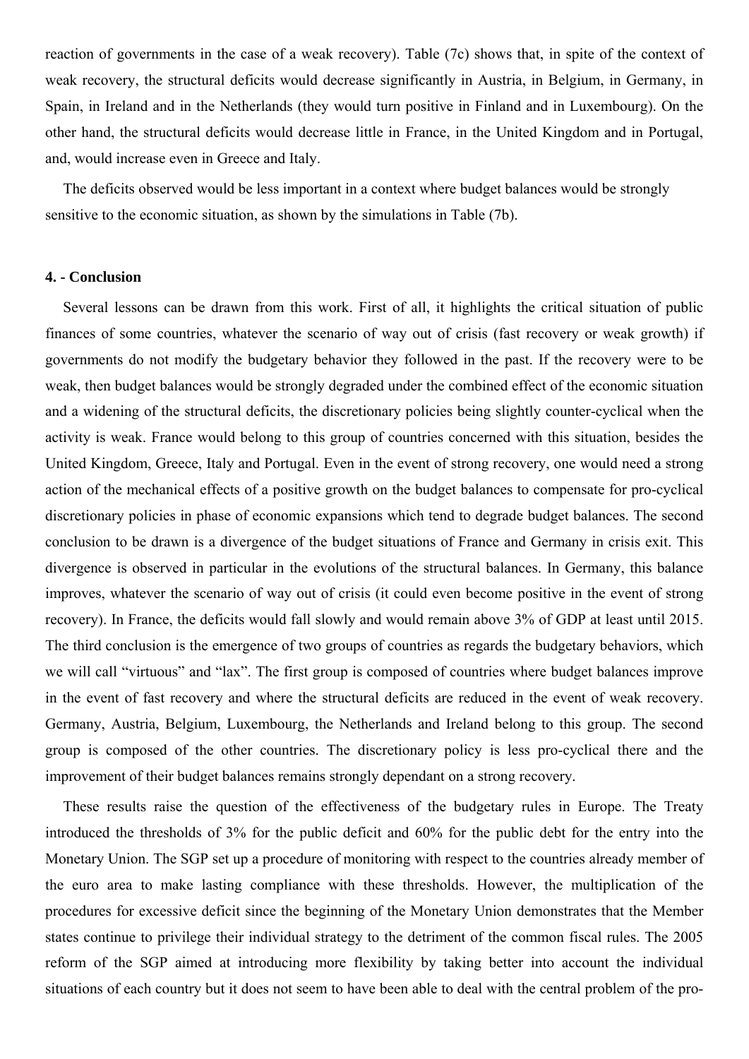reaction of governments in the case of a weak recovery). Table (7c) shows that, in spite of the context of weak recovery, the structural deficits would decrease significantly in Austria, in Belgium, in Germany, in Spain, in Ireland and in the Netherlands (they would turn positive in Finland and in Luxembourg). On the other hand, the structural deficits would decrease little in France, in the United Kingdom and in Portugal, and, would increase even in Greece and Italy.

The deficits observed would be less important in a context where budget balances would be strongly sensitive to the economic situation, as shown by the simulations in Table (7b).

### 4. - Conclusion

Several lessons can be drawn from this work. First of all, it highlights the critical situation of public finances of some countries, whatever the scenario of way out of crisis (fast recovery or weak growth) if governments do not modify the budgetary behavior they followed in the past. If the recovery were to be weak, then budget balances would be strongly degraded under the combined effect of the economic situation and a widening of the structural deficits, the discretionary policies being slightly counter-cyclical when the activity is weak. France would belong to this group of countries concerned with this situation, besides the United Kingdom, Greece, Italy and Portugal. Even in the event of strong recovery, one would need a strong action of the mechanical effects of a positive growth on the budget balances to compensate for pro-cyclical discretionary policies in phase of economic expansions which tend to degrade budget balances. The second conclusion to be drawn is a divergence of the budget situations of France and Germany in crisis exit. This divergence is observed in particular in the evolutions of the structural balances. In Germany, this balance improves, whatever the scenario of way out of crisis (it could even become positive in the event of strong recovery). In France, the deficits would fall slowly and would remain above 3% of GDP at least until 2015. The third conclusion is the emergence of two groups of countries as regards the budgetary behaviors, which we will call "virtuous" and "lax". The first group is composed of countries where budget balances improve in the event of fast recovery and where the structural deficits are reduced in the event of weak recovery. Germany, Austria, Belgium, Luxembourg, the Netherlands and Ireland belong to this group. The second group is composed of the other countries. The discretionary policy is less pro-cyclical there and the improvement of their budget balances remains strongly dependant on a strong recovery.

These results raise the question of the effectiveness of the budgetary rules in Europe. The Treaty introduced the thresholds of 3% for the public deficit and 60% for the public debt for the entry into the Monetary Union. The SGP set up a procedure of monitoring with respect to the countries already member of the euro area to make lasting compliance with these thresholds. However, the multiplication of the procedures for excessive deficit since the beginning of the Monetary Union demonstrates that the Member states continue to privilege their individual strategy to the detriment of the common fiscal rules. The 2005 reform of the SGP aimed at introducing more flexibility by taking better into account the individual situations of each country but it does not seem to have been able to deal with the central problem of the pro-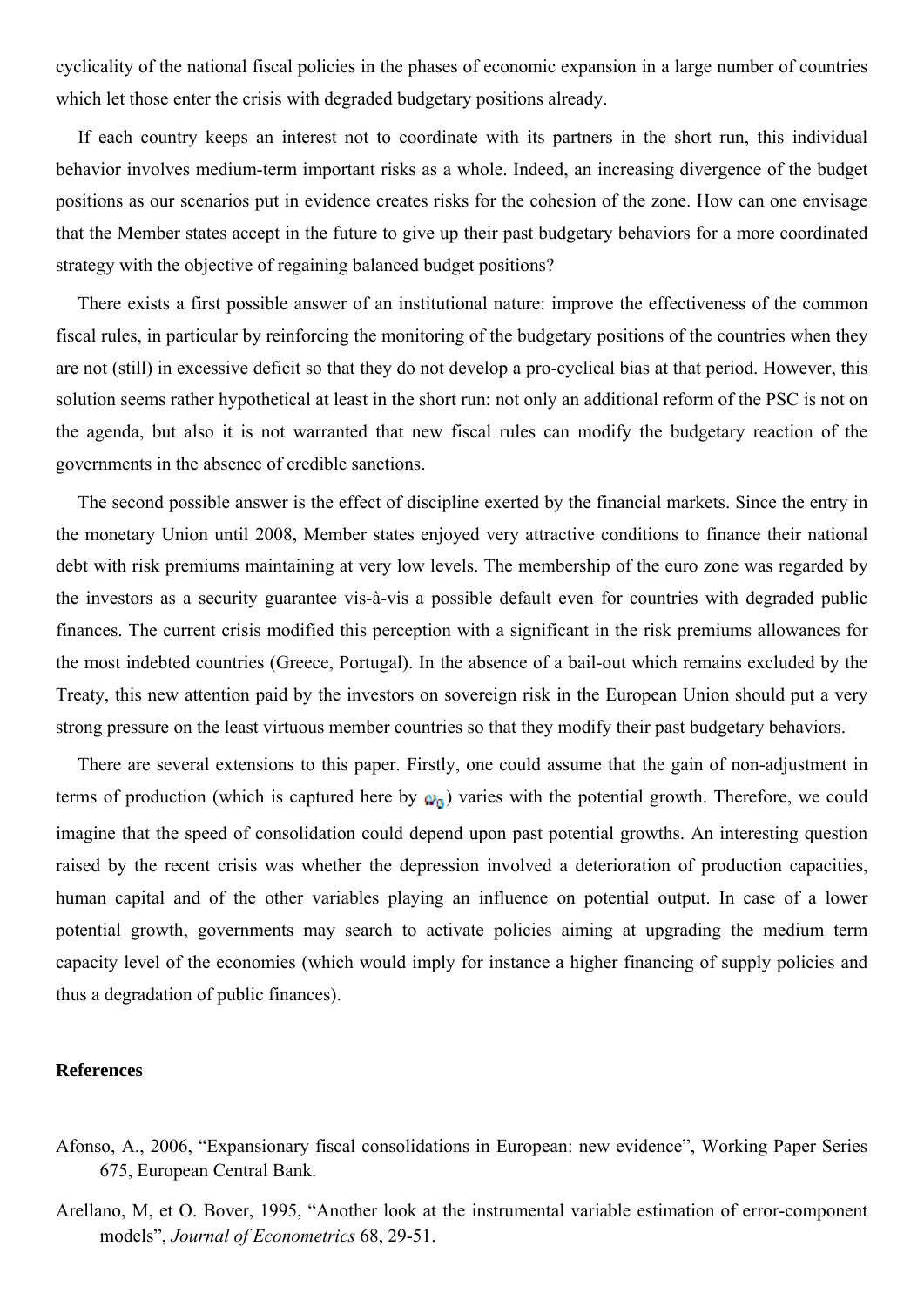cyclicality of the national fiscal policies in the phases of economic expansion in a large number of countries which let those enter the crisis with degraded budgetary positions already.

If each country keeps an interest not to coordinate with its partners in the short run, this individual behavior involves medium-term important risks as a whole. Indeed, an increasing divergence of the budget positions as our scenarios put in evidence creates risks for the cohesion of the zone. How can one envisage that the Member states accept in the future to give up their past budgetary behaviors for a more coordinated strategy with the objective of regaining balanced budget positions?

There exists a first possible answer of an institutional nature: improve the effectiveness of the common fiscal rules, in particular by reinforcing the monitoring of the budgetary positions of the countries when they are not (still) in excessive deficit so that they do not develop a pro-cyclical bias at that period. However, this solution seems rather hypothetical at least in the short run: not only an additional reform of the PSC is not on the agenda, but also it is not warranted that new fiscal rules can modify the budgetary reaction of the governments in the absence of credible sanctions.

The second possible answer is the effect of discipline exerted by the financial markets. Since the entry in the monetary Union until 2008, Member states enjoyed very attractive conditions to finance their national debt with risk premiums maintaining at very low levels. The membership of the euro zone was regarded by the investors as a security guarantee vis-à-vis a possible default even for countries with degraded public finances. The current crisis modified this perception with a significant in the risk premiums allowances for the most indebted countries (Greece, Portugal). In the absence of a bail-out which remains excluded by the Treaty, this new attention paid by the investors on sovereign risk in the European Union should put a very strong pressure on the least virtuous member countries so that they modify their past budgetary behaviors.

There are several extensions to this paper. Firstly, one could assume that the gain of non-adjustment in terms of production (which is captured here by $\omega_0$) varies with the potential growth. Therefore, we could imagine that the speed of consolidation could depend upon past potential growths. An interesting question raised by the recent crisis was whether the depression involved a deterioration of production capacities, human capital and of the other variables playing an influence on potential output. In case of a lower potential growth, governments may search to activate policies aiming at upgrading the medium term capacity level of the economies (which would imply for instance a higher financing of supply policies and thus a degradation of public finances).

**References**

Afonso, A., 2006, “Expansionary fiscal consolidations in European: new evidence”, Working Paper Series 675, European Central Bank.

Arellano, M, et O. Bover, 1995, “Another look at the instrumental variable estimation of error-component models”, *Journal of Econometrics* 68, 29-51.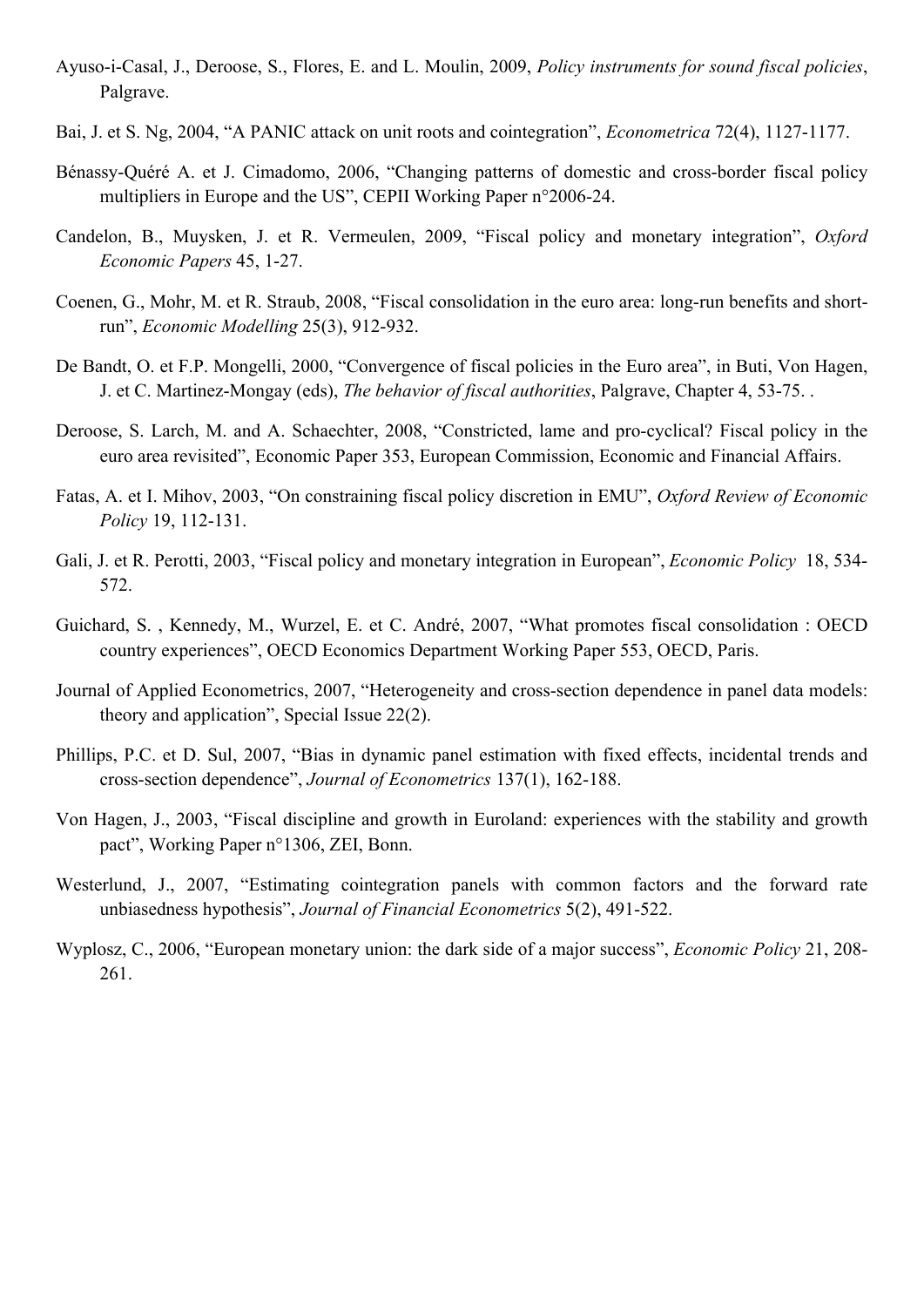Ayuso-i-Casal, J., Deroose, S., Flores, E. and L. Moulin, 2009, *Policy instruments for sound fiscal policies*, Palgrave.

Bai, J. et S. Ng, 2004, “A PANIC attack on unit roots and cointegration”, *Econometrica* 72(4), 1127-1177.

Bénassy-Quéré A. et J. Cimadomo, 2006, “Changing patterns of domestic and cross-border fiscal policy multipliers in Europe and the US”, CEPII Working Paper n°2006-24.

Candelon, B., Muysken, J. et R. Vermeulen, 2009, “Fiscal policy and monetary integration”, *Oxford Economic Papers* 45, 1-27.

Coenen, G., Mohr, M. et R. Straub, 2008, “Fiscal consolidation in the euro area: long-run benefits and short-run”, *Economic Modelling* 25(3), 912-932.

De Bandt, O. et F.P. Mongelli, 2000, “Convergence of fiscal policies in the Euro area”, in Buti, Von Hagen, J. et C. Martinez-Mongay (eds), *The behavior of fiscal authorities*, Palgrave, Chapter 4, 53-75. .

Deroose, S. Larch, M. and A. Schaechter, 2008, “Constricted, lame and pro-cyclical? Fiscal policy in the euro area revisited”, Economic Paper 353, European Commission, Economic and Financial Affairs.

Fatas, A. et I. Mihov, 2003, “On constraining fiscal policy discretion in EMU”, *Oxford Review of Economic Policy* 19, 112-131.

Gali, J. et R. Perotti, 2003, “Fiscal policy and monetary integration in European”, *Economic Policy* 18, 534-572.

Guichard, S. , Kennedy, M., Wurzel, E. et C. André, 2007, “What promotes fiscal consolidation : OECD country experiences”, OECD Economics Department Working Paper 553, OECD, Paris.

Journal of Applied Econometrics, 2007, “Heterogeneity and cross-section dependence in panel data models: theory and application”, Special Issue 22(2).

Phillips, P.C. et D. Sul, 2007, “Bias in dynamic panel estimation with fixed effects, incidental trends and cross-section dependence”, *Journal of Econometrics* 137(1), 162-188.

Von Hagen, J., 2003, “Fiscal discipline and growth in Euroland: experiences with the stability and growth pact”, Working Paper n°1306, ZEI, Bonn.

Westerlund, J., 2007, “Estimating cointegration panels with common factors and the forward rate unbiasedness hypothesis”, *Journal of Financial Econometrics* 5(2), 491-522.

Wyplosz, C., 2006, “European monetary union: the dark side of a major success”, *Economic Policy* 21, 208-261.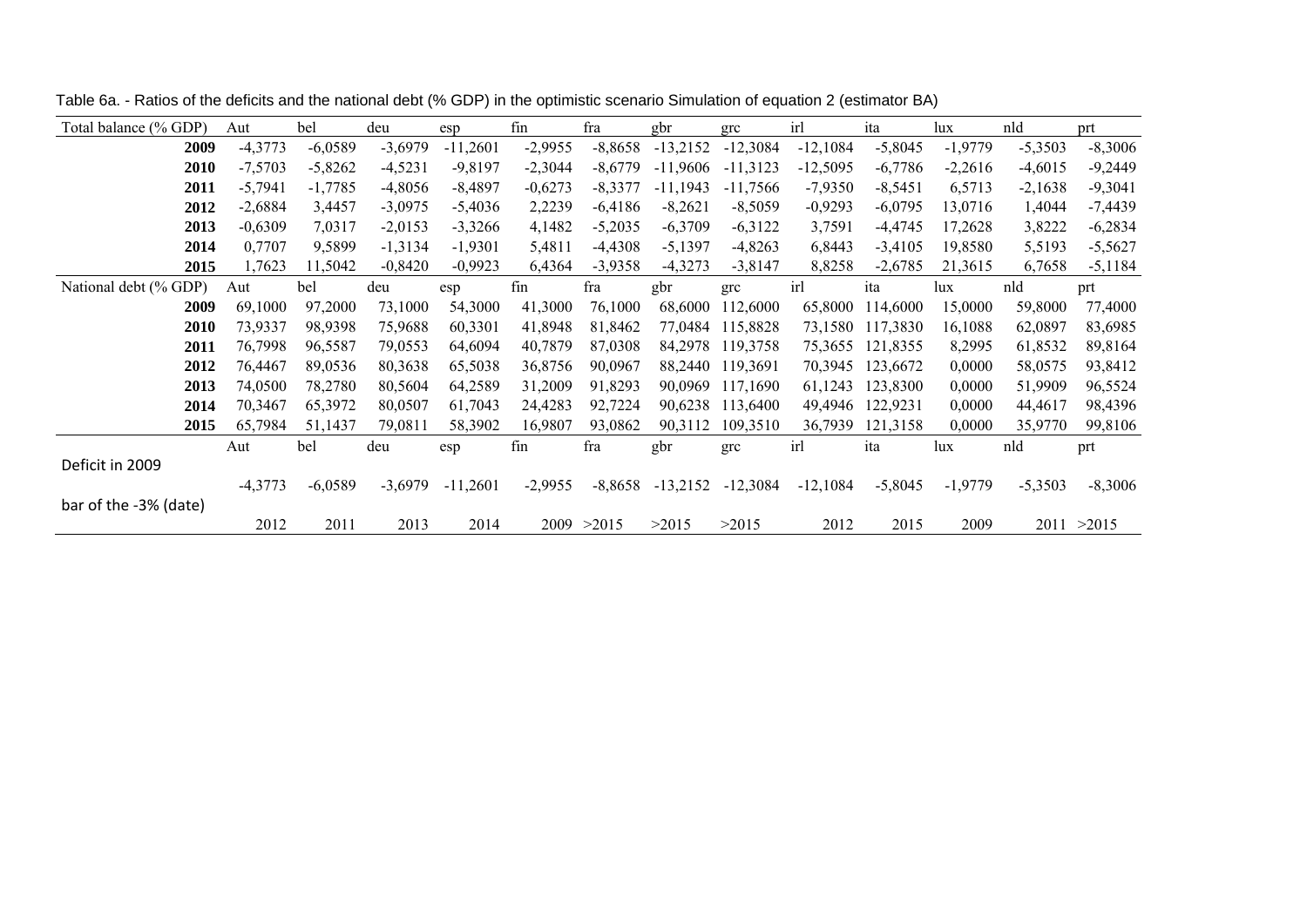Table 6a. - Ratios of the deficits and the national debt (% GDP) in the optimistic scenario Simulation of equation 2 (estimator BA)

| Total balance (% GDP) | Aut | bel | deu | esp | fin | fra | gbr | grc | irl | ita | lux | nld | prt |
|---|---|---|---|---|---|---|---|---|---|---|---|---|---|
| **2009** | -4,3773 | -6,0589 | -3,6979 | -11,2601 | -2,9955 | -8,8658 | -13,2152 | -12,3084 | -12,1084 | -5,8045 | -1,9779 | -5,3503 | -8,3006 |
| **2010** | -7,5703 | -5,8262 | -4,5231 | -9,8197 | -2,3044 | -8,6779 | -11,9606 | -11,3123 | -12,5095 | -6,7786 | -2,2616 | -4,6015 | -9,2449 |
| **2011** | -5,7941 | -1,7785 | -4,8056 | -8,4897 | -0,6273 | -8,3377 | -11,1943 | -11,7566 | -7,9350 | -8,5451 | 6,5713 | -2,1638 | -9,3041 |
| **2012** | -2,6884 | 3,4457 | -3,0975 | -5,4036 | 2,2239 | -6,4186 | -8,2621 | -8,5059 | -0,9293 | -6,0795 | 13,0716 | 1,4044 | -7,4439 |
| **2013** | -0,6309 | 7,0317 | -2,0153 | -3,3266 | 4,1482 | -5,2035 | -6,3709 | -6,3122 | 3,7591 | -4,4745 | 17,2628 | 3,8222 | -6,2834 |
| **2014** | 0,7707 | 9,5899 | -1,3134 | -1,9301 | 5,4811 | -4,4308 | -5,1397 | -4,8263 | 6,8443 | -3,4105 | 19,8580 | 5,5193 | -5,5627 |
| **2015** | 1,7623 | 11,5042 | -0,8420 | -0,9923 | 6,4364 | -3,9358 | -4,3273 | -3,8147 | 8,8258 | -2,6785 | 21,3615 | 6,7658 | -5,1184 |
| National debt (% GDP) | Aut | bel | deu | esp | fin | fra | gbr | grc | irl | ita | lux | nld | prt |
| **2009** | 69,1000 | 97,2000 | 73,1000 | 54,3000 | 41,3000 | 76,1000 | 68,6000 | 112,6000 | 65,8000 | 114,6000 | 15,0000 | 59,8000 | 77,4000 |
| **2010** | 73,9337 | 98,9398 | 75,9688 | 60,3301 | 41,8948 | 81,8462 | 77,0484 | 115,8828 | 73,1580 | 117,3830 | 16,1088 | 62,0897 | 83,6985 |
| **2011** | 76,7998 | 96,5587 | 79,0553 | 64,6094 | 40,7879 | 87,0308 | 84,2978 | 119,3758 | 75,3655 | 121,8355 | 8,2995 | 61,8532 | 89,8164 |
| **2012** | 76,4467 | 89,0536 | 80,3638 | 65,5038 | 36,8756 | 90,0967 | 88,2440 | 119,3691 | 70,3945 | 123,6672 | 0,0000 | 58,0575 | 93,8412 |
| **2013** | 74,0500 | 78,2780 | 80,5604 | 64,2589 | 31,2009 | 91,8293 | 90,0969 | 117,1690 | 61,1243 | 123,8300 | 0,0000 | 51,9909 | 96,5524 |
| **2014** | 70,3467 | 65,3972 | 80,0507 | 61,7043 | 24,4283 | 92,7224 | 90,6238 | 113,6400 | 49,4946 | 122,9231 | 0,0000 | 44,4617 | 98,4396 |
| **2015** | 65,7984 | 51,1437 | 79,0811 | 58,3902 | 16,9807 | 93,0862 | 90,3112 | 109,3510 | 36,7939 | 121,3158 | 0,0000 | 35,9770 | 99,8106 |
| | Aut | bel | deu | esp | fin | fra | gbr | grc | irl | ita | lux | nld | prt |
| Deficit in 2009 | -4,3773 | -6,0589 | -3,6979 | -11,2601 | -2,9955 | -8,8658 | -13,2152 | -12,3084 | -12,1084 | -5,8045 | -1,9779 | -5,3503 | -8,3006 |
| bar of the -3% (date) | 2012 | 2011 | 2013 | 2014 | 2009 | >2015 | >2015 | >2015 | 2012 | 2015 | 2009 | 2011 | >2015 |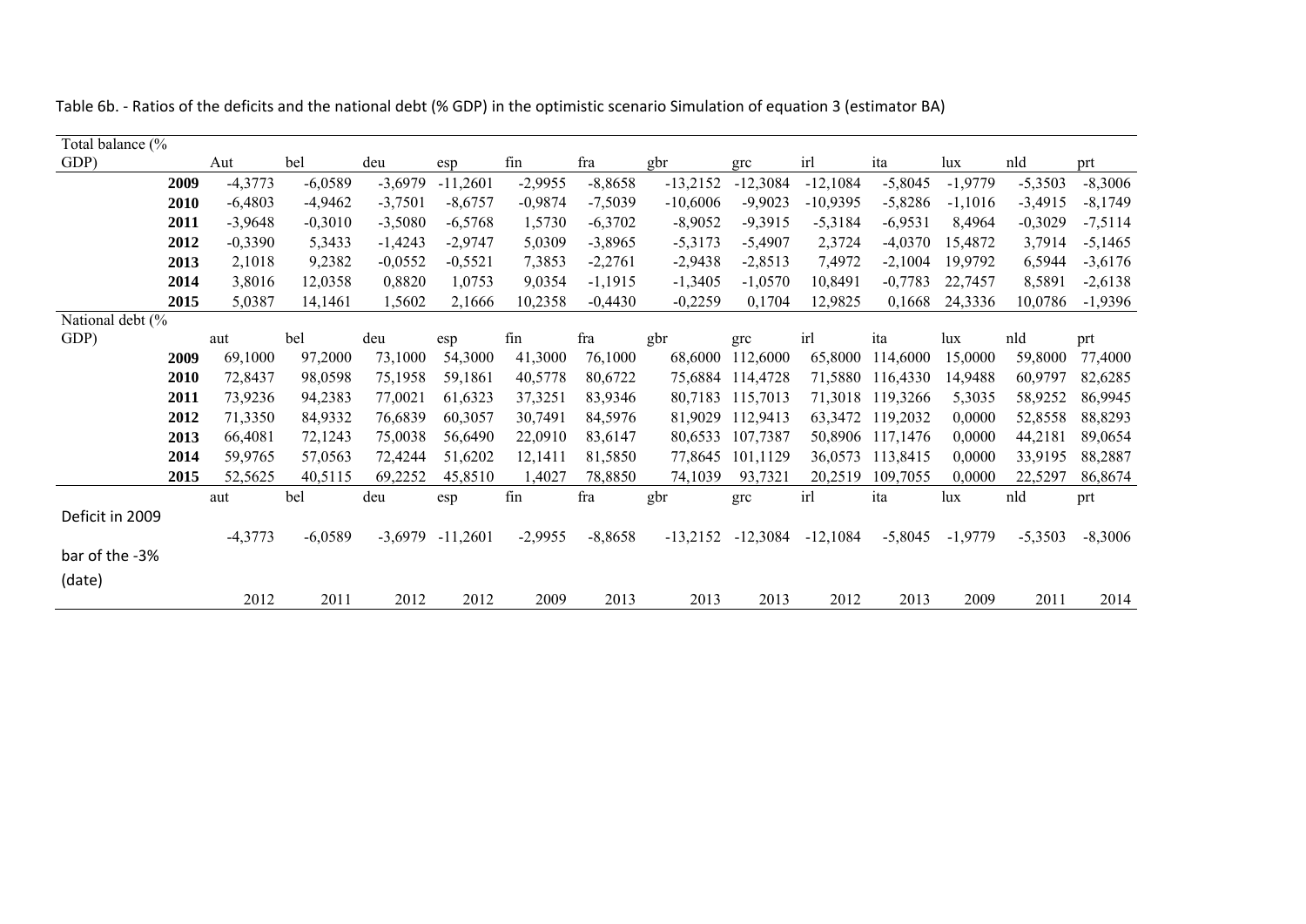Table 6b. - Ratios of the deficits and the national debt (% GDP) in the optimistic scenario Simulation of equation 3 (estimator BA)

| Total balance (% GDP) | Aut | bel | deu | esp | fin | fra | gbr | grc | irl | ita | lux | nld | prt |
|---|---|---|---|---|---|---|---|---|---|---|---|---|---|
| **2009** | -4,3773 | -6,0589 | -3,6979 | -11,2601 | -2,9955 | -8,8658 | -13,2152 | -12,3084 | -12,1084 | -5,8045 | -1,9779 | -5,3503 | -8,3006 |
| **2010** | -6,4803 | -4,9462 | -3,7501 | -8,6757 | -0,9874 | -7,5039 | -10,6006 | -9,9023 | -10,9395 | -5,8286 | -1,1016 | -3,4915 | -8,1749 |
| **2011** | -3,9648 | -0,3010 | -3,5080 | -6,5768 | 1,5730 | -6,3702 | -8,9052 | -9,3915 | -5,3184 | -6,9531 | 8,4964 | -0,3029 | -7,5114 |
| **2012** | -0,3390 | 5,3433 | -1,4243 | -2,9747 | 5,0309 | -3,8965 | -5,3173 | -5,4907 | 2,3724 | -4,0370 | 15,4872 | 3,7914 | -5,1465 |
| **2013** | 2,1018 | 9,2382 | -0,0552 | -0,5521 | 7,3853 | -2,2761 | -2,9438 | -2,8513 | 7,4972 | -2,1004 | 19,9792 | 6,5944 | -3,6176 |
| **2014** | 3,8016 | 12,0358 | 0,8820 | 1,0753 | 9,0354 | -1,1915 | -1,3405 | -1,0570 | 10,8491 | -0,7783 | 22,7457 | 8,5891 | -2,6138 |
| **2015** | 5,0387 | 14,1461 | 1,5602 | 2,1666 | 10,2358 | -0,4430 | -0,2259 | 0,1704 | 12,9825 | 0,1668 | 24,3336 | 10,0786 | -1,9396 |
| National debt (% GDP) | aut | bel | deu | esp | fin | fra | gbr | grc | irl | ita | lux | nld | prt |
| **2009** | 69,1000 | 97,2000 | 73,1000 | 54,3000 | 41,3000 | 76,1000 | 68,6000 | 112,6000 | 65,8000 | 114,6000 | 15,0000 | 59,8000 | 77,4000 |
| **2010** | 72,8437 | 98,0598 | 75,1958 | 59,1861 | 40,5778 | 80,6722 | 75,6884 | 114,4728 | 71,5880 | 116,4330 | 14,9488 | 60,9797 | 82,6285 |
| **2011** | 73,9236 | 94,2383 | 77,0021 | 61,6323 | 37,3251 | 83,9346 | 80,7183 | 115,7013 | 71,3018 | 119,3266 | 5,3035 | 58,9252 | 86,9945 |
| **2012** | 71,3350 | 84,9332 | 76,6839 | 60,3057 | 30,7491 | 84,5976 | 81,9029 | 112,9413 | 63,3472 | 119,2032 | 0,0000 | 52,8558 | 88,8293 |
| **2013** | 66,4081 | 72,1243 | 75,0038 | 56,6490 | 22,0910 | 83,6147 | 80,6533 | 107,7387 | 50,8906 | 117,1476 | 0,0000 | 44,2181 | 89,0654 |
| **2014** | 59,9765 | 57,0563 | 72,4244 | 51,6202 | 12,1411 | 81,5850 | 77,8645 | 101,1129 | 36,0573 | 113,8415 | 0,0000 | 33,9195 | 88,2887 |
| **2015** | 52,5625 | 40,5115 | 69,2252 | 45,8510 | 1,4027 | 78,8850 | 74,1039 | 93,7321 | 20,2519 | 109,7055 | 0,0000 | 22,5297 | 86,8674 |
| | aut | bel | deu | esp | fin | fra | gbr | grc | irl | ita | lux | nld | prt |
| Deficit in 2009 | -4,3773 | -6,0589 | -3,6979 | -11,2601 | -2,9955 | -8,8658 | -13,2152 | -12,3084 | -12,1084 | -5,8045 | -1,9779 | -5,3503 | -8,3006 |
| bar of the -3% (date) | 2012 | 2011 | 2012 | 2012 | 2009 | 2013 | 2013 | 2013 | 2012 | 2013 | 2009 | 2011 | 2014 |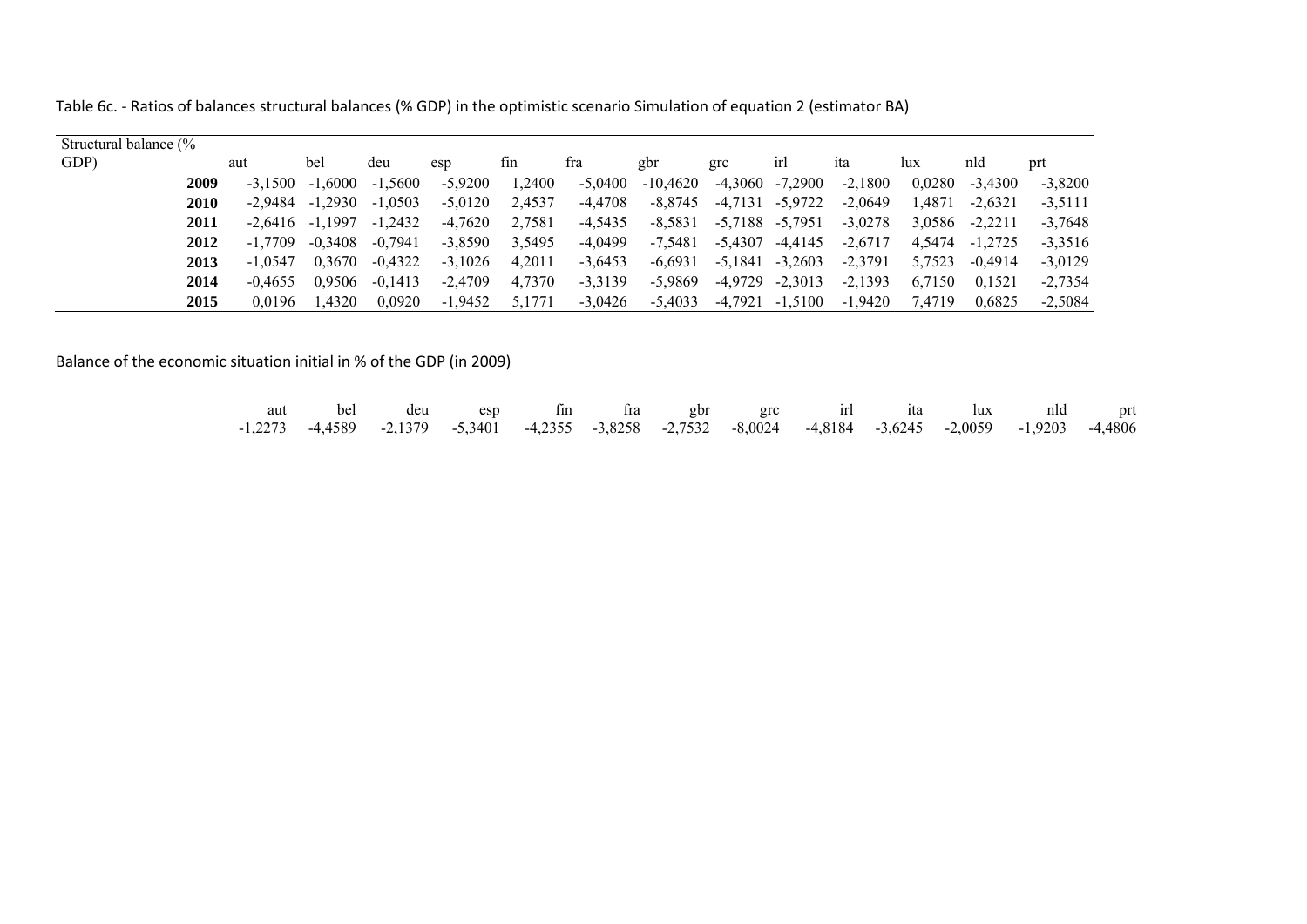Table 6c. - Ratios of balances structural balances (% GDP) in the optimistic scenario Simulation of equation 2 (estimator BA)

| Structural balance (% GDP) | aut | bel | deu | esp | fin | fra | gbr | grc | irl | ita | lux | nld | prt |
|---|---|---|---|---|---|---|---|---|---|---|---|---|---|
| **2009** | -3,1500 | -1,6000 | -1,5600 | -5,9200 | 1,2400 | -5,0400 | -10,4620 | -4,3060 | -7,2900 | -2,1800 | 0,0280 | -3,4300 | -3,8200 |
| **2010** | -2,9484 | -1,2930 | -1,0503 | -5,0120 | 2,4537 | -4,4708 | -8,8745 | -4,7131 | -5,9722 | -2,0649 | 1,4871 | -2,6321 | -3,5111 |
| **2011** | -2,6416 | -1,1997 | -1,2432 | -4,7620 | 2,7581 | -4,5435 | -8,5831 | -5,7188 | -5,7951 | -3,0278 | 3,0586 | -2,2211 | -3,7648 |
| **2012** | -1,7709 | -0,3408 | -0,7941 | -3,8590 | 3,5495 | -4,0499 | -7,5481 | -5,4307 | -4,4145 | -2,6717 | 4,5474 | -1,2725 | -3,3516 |
| **2013** | -1,0547 | 0,3670 | -0,4322 | -3,1026 | 4,2011 | -3,6453 | -6,6931 | -5,1841 | -3,2603 | -2,3791 | 5,7523 | -0,4914 | -3,0129 |
| **2014** | -0,4655 | 0,9506 | -0,1413 | -2,4709 | 4,7370 | -3,3139 | -5,9869 | -4,9729 | -2,3013 | -2,1393 | 6,7150 | 0,1521 | -2,7354 |
| **2015** | 0,0196 | 1,4320 | 0,0920 | -1,9452 | 5,1771 | -3,0426 | -5,4033 | -4,7921 | -1,5100 | -1,9420 | 7,4719 | 0,6825 | -2,5084 |

Balance of the economic situation initial in % of the GDP (in 2009)

| aut | bel | deu | esp | fin | fra | gbr | grc | irl | ita | lux | nld | prt |
|---|---|---|---|---|---|---|---|---|---|---|---|---|
| -1,2273 | -4,4589 | -2,1379 | -5,3401 | -4,2355 | -3,8258 | -2,7532 | -8,0024 | -4,8184 | -3,6245 | -2,0059 | -1,9203 | -4,4806 |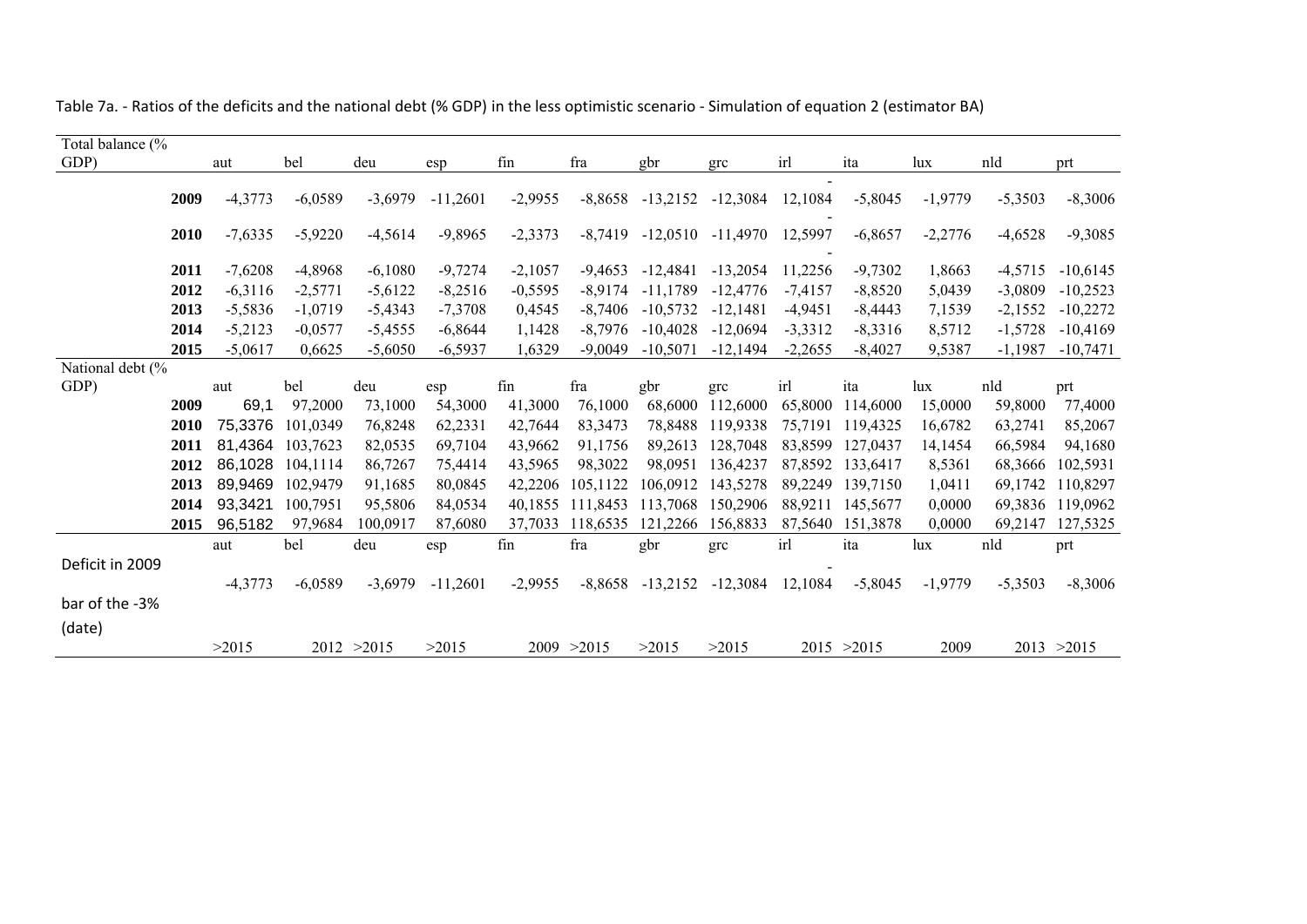Table 7a. - Ratios of the deficits and the national debt (% GDP) in the less optimistic scenario - Simulation of equation 2 (estimator BA)

| Total balance (% GDP) | aut | bel | deu | esp | fin | fra | gbr | grc | irl | ita | lux | nld | prt |
|---|---|---|---|---|---|---|---|---|---|---|---|---|---|
| **2009** | -4,3773 | -6,0589 | -3,6979 | -11,2601 | -2,9955 | -8,8658 | -13,2152 | -12,3084 | -12,1084 | -5,8045 | -1,9779 | -5,3503 | -8,3006 |
| **2010** | -7,6335 | -5,9220 | -4,5614 | -9,8965 | -2,3373 | -8,7419 | -12,0510 | -11,4970 | -12,5997 | -6,8657 | -2,2776 | -4,6528 | -9,3085 |
| **2011** | -7,6208 | -4,8968 | -6,1080 | -9,7274 | -2,1057 | -9,4653 | -12,4841 | -13,2054 | -11,2256 | -9,7302 | 1,8663 | -4,5715 | -10,6145 |
| **2012** | -6,3116 | -2,5771 | -5,6122 | -8,2516 | -0,5595 | -8,9174 | -11,1789 | -12,4776 | -7,4157 | -8,8520 | 5,0439 | -3,0809 | -10,2523 |
| **2013** | -5,5836 | -1,0719 | -5,4343 | -7,3708 | 0,4545 | -8,7406 | -10,5732 | -12,1481 | -4,9451 | -8,4443 | 7,1539 | -2,1552 | -10,2272 |
| **2014** | -5,2123 | -0,0577 | -5,4555 | -6,8644 | 1,1428 | -8,7976 | -10,4028 | -12,0694 | -3,3312 | -8,3316 | 8,5712 | -1,5728 | -10,4169 |
| **2015** | -5,0617 | 0,6625 | -5,6050 | -6,5937 | 1,6329 | -9,0049 | -10,5071 | -12,1494 | -2,2655 | -8,4027 | 9,5387 | -1,1987 | -10,7471 |
| **National debt (% GDP)** | **aut** | **bel** | **deu** | **esp** | **fin** | **fra** | **gbr** | **grc** | **irl** | **ita** | **lux** | **nld** | **prt** |
| **2009** | 69,1 | 97,2000 | 73,1000 | 54,3000 | 41,3000 | 76,1000 | 68,6000 | 112,6000 | 65,8000 | 114,6000 | 15,0000 | 59,8000 | 77,4000 |
| **2010** | 75,3376 | 101,0349 | 76,8248 | 62,2331 | 42,7644 | 83,3473 | 78,8488 | 119,9338 | 75,7191 | 119,4325 | 16,6782 | 63,2741 | 85,2067 |
| **2011** | 81,4364 | 103,7623 | 82,0535 | 69,7104 | 43,9662 | 91,1756 | 89,2613 | 128,7048 | 83,8599 | 127,0437 | 14,1454 | 66,5984 | 94,1680 |
| **2012** | 86,1028 | 104,1114 | 86,7267 | 75,4414 | 43,5965 | 98,3022 | 98,0951 | 136,4237 | 87,8592 | 133,6417 | 8,5361 | 68,3666 | 102,5931 |
| **2013** | 89,9469 | 102,9479 | 91,1685 | 80,0845 | 42,2206 | 105,1122 | 106,0912 | 143,5278 | 89,2249 | 139,7150 | 1,0411 | 69,1742 | 110,8297 |
| **2014** | 93,3421 | 100,7951 | 95,5806 | 84,0534 | 40,1855 | 111,8453 | 113,7068 | 150,2906 | 88,9211 | 145,5677 | 0,0000 | 69,3836 | 119,0962 |
| **2015** | 96,5182 | 97,9684 | 100,0917 | 87,6080 | 37,7033 | 118,6535 | 121,2266 | 156,8833 | 87,5640 | 151,3878 | 0,0000 | 69,2147 | 127,5325 |
| | **aut** | **bel** | **deu** | **esp** | **fin** | **fra** | **gbr** | **grc** | **irl** | **ita** | **lux** | **nld** | **prt** |
| Deficit in 2009 | -4,3773 | -6,0589 | -3,6979 | -11,2601 | -2,9955 | -8,8658 | -13,2152 | -12,3084 | -12,1084 | -5,8045 | -1,9779 | -5,3503 | -8,3006 |
| bar of the -3% (date) | >2015 | 2012 | >2015 | >2015 | 2009 | >2015 | >2015 | >2015 | 2015 | >2015 | 2009 | 2013 | >2015 |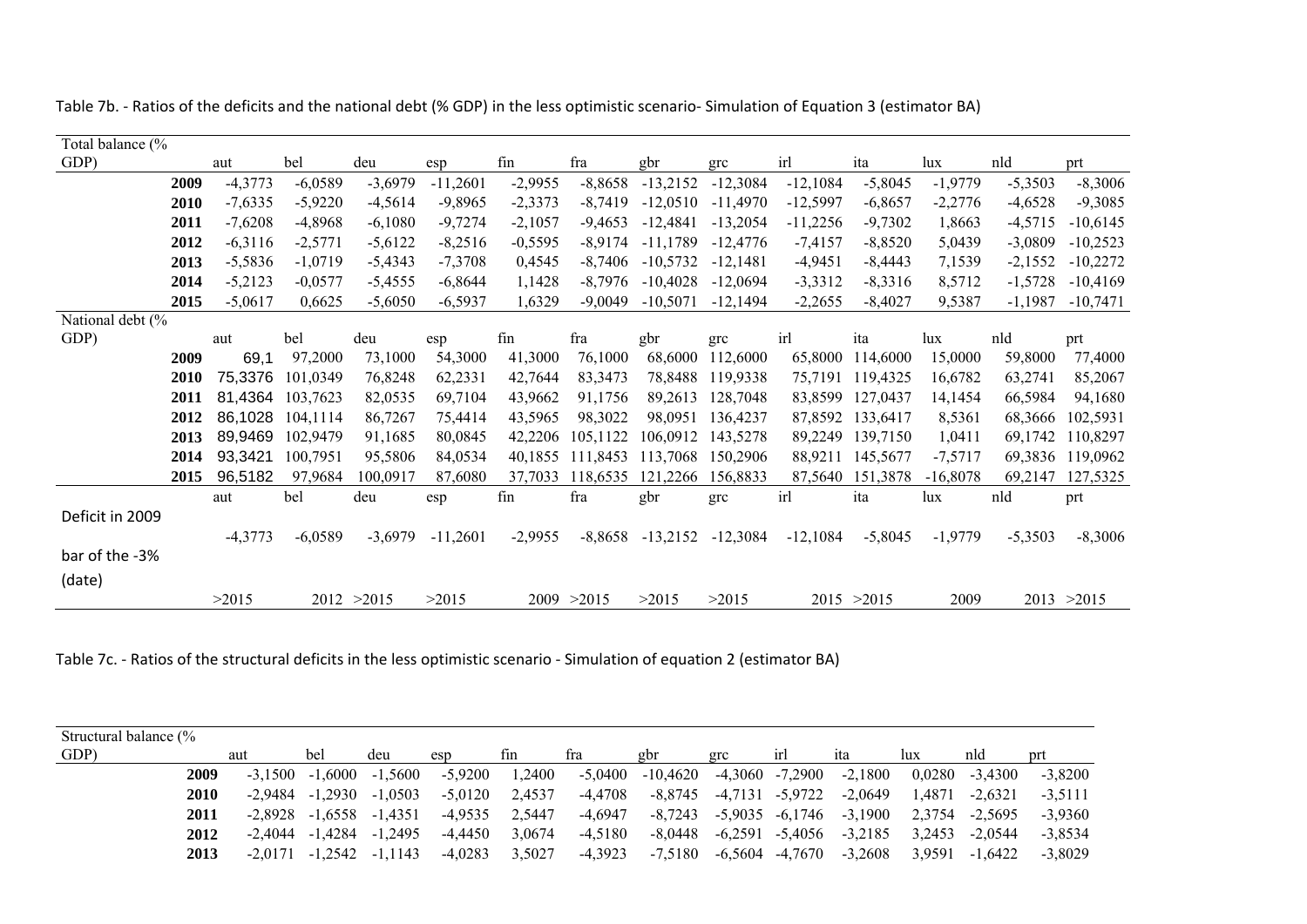Table 7b. - Ratios of the deficits and the national debt (% GDP) in the less optimistic scenario- Simulation of Equation 3 (estimator BA)

| Total balance (% GDP) | aut | bel | deu | esp | fin | fra | gbr | grc | irl | ita | lux | nld | prt |
|---|---|---|---|---|---|---|---|---|---|---|---|---|---|
| **2009** | -4,3773 | -6,0589 | -3,6979 | -11,2601 | -2,9955 | -8,8658 | -13,2152 | -12,3084 | -12,1084 | -5,8045 | -1,9779 | -5,3503 | -8,3006 |
| **2010** | -7,6335 | -5,9220 | -4,5614 | -9,8965 | -2,3373 | -8,7419 | -12,0510 | -11,4970 | -12,5997 | -6,8657 | -2,2776 | -4,6528 | -9,3085 |
| **2011** | -7,6208 | -4,8968 | -6,1080 | -9,7274 | -2,1057 | -9,4653 | -12,4841 | -13,2054 | -11,2256 | -9,7302 | 1,8663 | -4,5715 | -10,6145 |
| **2012** | -6,3116 | -2,5771 | -5,6122 | -8,2516 | -0,5595 | -8,9174 | -11,1789 | -12,4776 | -7,4157 | -8,8520 | 5,0439 | -3,0809 | -10,2523 |
| **2013** | -5,5836 | -1,0719 | -5,4343 | -7,3708 | 0,4545 | -8,7406 | -10,5732 | -12,1481 | -4,9451 | -8,4443 | 7,1539 | -2,1552 | -10,2272 |
| **2014** | -5,2123 | -0,0577 | -5,4555 | -6,8644 | 1,1428 | -8,7976 | -10,4028 | -12,0694 | -3,3312 | -8,3316 | 8,5712 | -1,5728 | -10,4169 |
| **2015** | -5,0617 | 0,6625 | -5,6050 | -6,5937 | 1,6329 | -9,0049 | -10,5071 | -12,1494 | -2,2655 | -8,4027 | 9,5387 | -1,1987 | -10,7471 |
| **National debt (% GDP)** | **aut** | **bel** | **deu** | **esp** | **fin** | **fra** | **gbr** | **grc** | **irl** | **ita** | **lux** | **nld** | **prt** |
| **2009** | 69,1 | 97,2000 | 73,1000 | 54,3000 | 41,3000 | 76,1000 | 68,6000 | 112,6000 | 65,8000 | 114,6000 | 15,0000 | 59,8000 | 77,4000 |
| **2010** | 75,3376 | 101,0349 | 76,8248 | 62,2331 | 42,7644 | 83,3473 | 78,8488 | 119,9338 | 75,7191 | 119,4325 | 16,6782 | 63,2741 | 85,2067 |
| **2011** | 81,4364 | 103,7623 | 82,0535 | 69,7104 | 43,9662 | 91,1756 | 89,2613 | 128,7048 | 83,8599 | 127,0437 | 14,1454 | 66,5984 | 94,1680 |
| **2012** | 86,1028 | 104,1114 | 86,7267 | 75,4414 | 43,5965 | 98,3022 | 98,0951 | 136,4237 | 87,8592 | 133,6417 | 8,5361 | 68,3666 | 102,5931 |
| **2013** | 89,9469 | 102,9479 | 91,1685 | 80,0845 | 42,2206 | 105,1122 | 106,0912 | 143,5278 | 89,2249 | 139,7150 | 1,0411 | 69,1742 | 110,8297 |
| **2014** | 93,3421 | 100,7951 | 95,5806 | 84,0534 | 40,1855 | 111,8453 | 113,7068 | 150,2906 | 88,9211 | 145,5677 | -7,5717 | 69,3836 | 119,0962 |
| **2015** | 96,5182 | 97,9684 | 100,0917 | 87,6080 | 37,7033 | 118,6535 | 121,2266 | 156,8833 | 87,5640 | 151,3878 | -16,8078 | 69,2147 | 127,5325 |
| | **aut** | **bel** | **deu** | **esp** | **fin** | **fra** | **gbr** | **grc** | **irl** | **ita** | **lux** | **nld** | **prt** |
| Deficit in 2009 | -4,3773 | -6,0589 | -3,6979 | -11,2601 | -2,9955 | -8,8658 | -13,2152 | -12,3084 | -12,1084 | -5,8045 | -1,9779 | -5,3503 | -8,3006 |
| bar of the -3% (date) | >2015 | 2012 | >2015 | >2015 | 2009 | >2015 | >2015 | >2015 | 2015 | >2015 | 2009 | 2013 | >2015 |

Table 7c. - Ratios of the structural deficits in the less optimistic scenario - Simulation of equation 2 (estimator BA)

| Structural balance (% GDP) | aut | bel | deu | esp | fin | fra | gbr | grc | irl | ita | lux | nld | prt |
|---|---|---|---|---|---|---|---|---|---|---|---|---|---|
| **2009** | -3,1500 | -1,6000 | -1,5600 | -5,9200 | 1,2400 | -5,0400 | -10,4620 | -4,3060 | -7,2900 | -2,1800 | 0,0280 | -3,4300 | -3,8200 |
| **2010** | -2,9484 | -1,2930 | -1,0503 | -5,0120 | 2,4537 | -4,4708 | -8,8745 | -4,7131 | -5,9722 | -2,0649 | 1,4871 | -2,6321 | -3,5111 |
| **2011** | -2,8928 | -1,6558 | -1,4351 | -4,9535 | 2,5447 | -4,6947 | -8,7243 | -5,9035 | -6,1746 | -3,1900 | 2,3754 | -2,5695 | -3,9360 |
| **2012** | -2,4044 | -1,4284 | -1,2495 | -4,4450 | 3,0674 | -4,5180 | -8,0448 | -6,2591 | -5,4056 | -3,2185 | 3,2453 | -2,0544 | -3,8534 |
| **2013** | -2,0171 | -1,2542 | -1,1143 | -4,0283 | 3,5027 | -4,3923 | -7,5180 | -6,5604 | -4,7670 | -3,2608 | 3,9591 | -1,6422 | -3,8029 |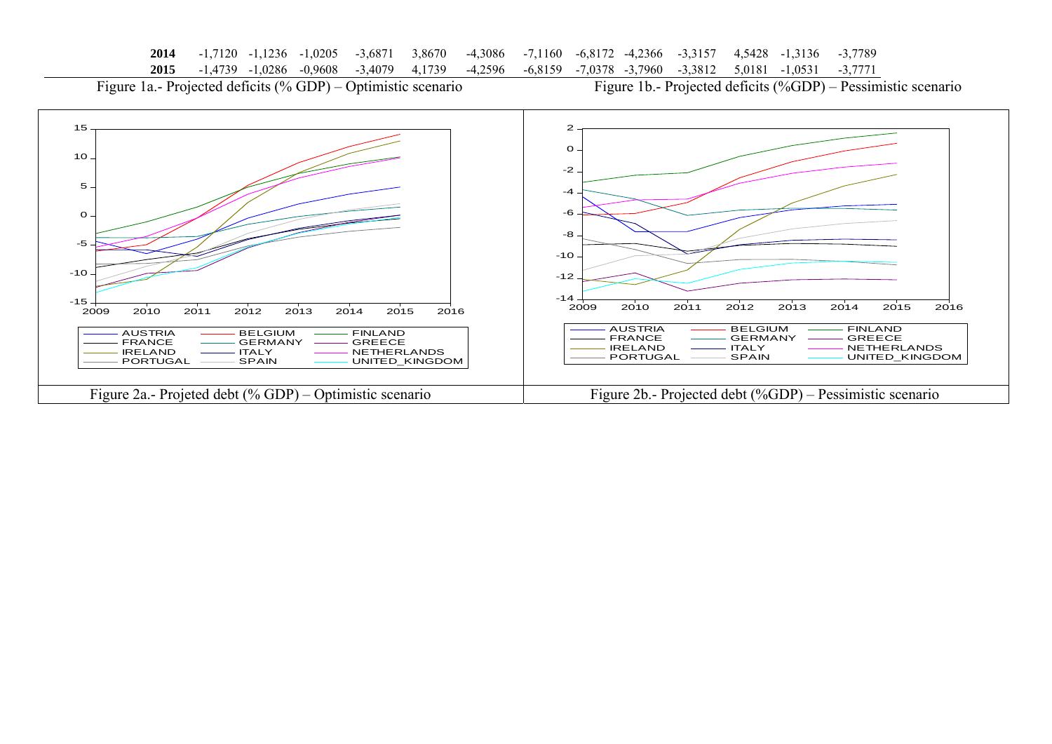| 2014 | -1,7120 | -1,1236 | -1,0205 | -3,6871 | 3,8670 | -4,3086 | -7,1160 | -6,8172 | -4,2366 | -3,3157 | 4,5428 | -1,3136 | -3,7789 |
|---|---|---|---|---|---|---|---|---|---|---|---|---|---|
| 2015 | -1,4739 | -1,0286 | -0,9608 | -3,4079 | 4,1739 | -4,2596 | -6,8159 | -7,0378 | -3,7960 | -3,3812 | 5,0181 | -1,0531 | -3,7771 |

Figure 1a.- Projected deficits (% GDP) – Optimistic scenario

Figure 1b.- Projected deficits (%GDP) – Pessimistic scenario

Figure 2a.- Projeted debt (% GDP) – Optimistic scenario

Figure 2b.- Projected debt (%GDP) – Pessimistic scenario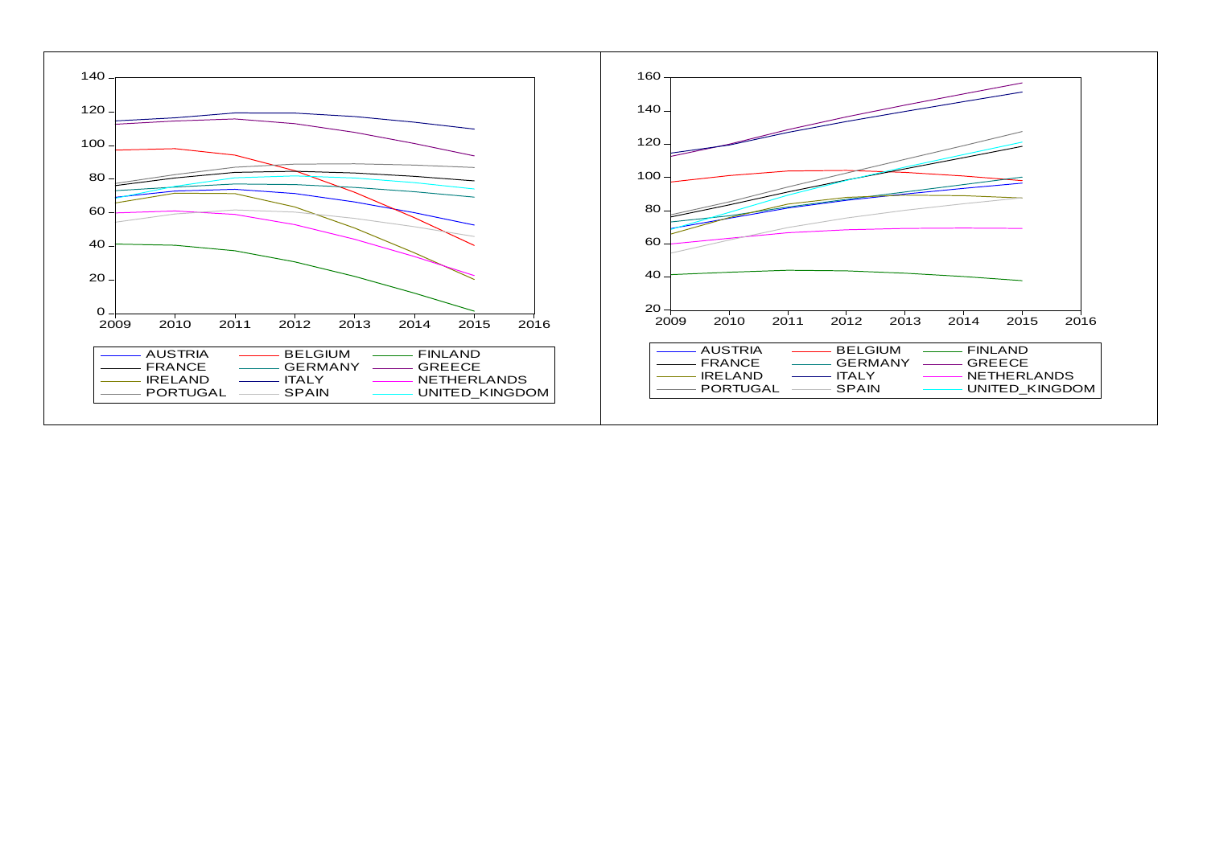| AUSTRIA | BELGIUM | FINLAND |
| --- | --- | --- |
| FRANCE | GERMANY | GREECE |
| IRELAND | ITALY | NETHERLANDS |
| PORTUGAL | SPAIN | UNITED_KINGDOM |

| AUSTRIA | BELGIUM | FINLAND |
| --- | --- | --- |
| FRANCE | GERMANY | GREECE |
| IRELAND | ITALY | NETHERLANDS |
| PORTUGAL | SPAIN | UNITED_KINGDOM |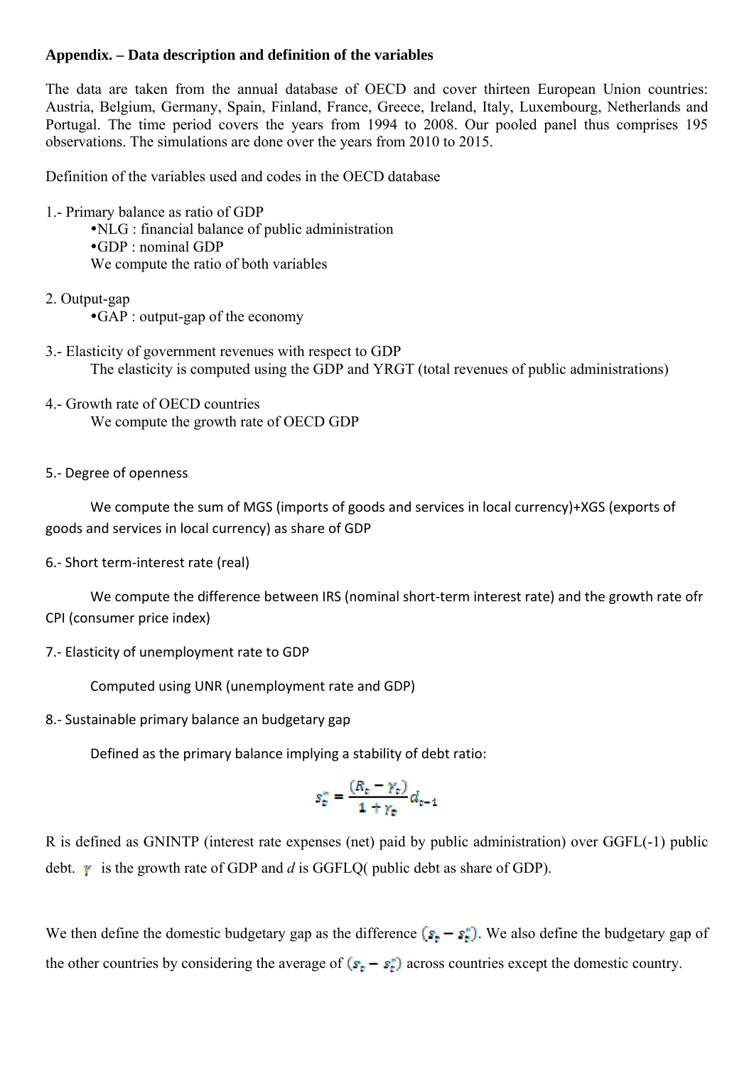**Appendix. – Data description and definition of the variables**

The data are taken from the annual database of OECD and cover thirteen European Union countries: Austria, Belgium, Germany, Spain, Finland, France, Greece, Ireland, Italy, Luxembourg, Netherlands and Portugal. The time period covers the years from 1994 to 2008. Our pooled panel thus comprises 195 observations. The simulations are done over the years from 2010 to 2015.

Definition of the variables used and codes in the OECD database

1.- Primary balance as ratio of GDP

- NLG : financial balance of public administration
- GDP : nominal GDP

We compute the ratio of both variables

2. Output-gap

- GAP : output-gap of the economy

3.- Elasticity of government revenues with respect to GDP

The elasticity is computed using the GDP and YRGT (total revenues of public administrations)

4.- Growth rate of OECD countries

We compute the growth rate of OECD GDP

5.- Degree of openness

We compute the sum of MGS (imports of goods and services in local currency)+XGS (exports of goods and services in local currency) as share of GDP

6.- Short term-interest rate (real)

We compute the difference between IRS (nominal short-term interest rate) and the growth rate ofr CPI (consumer price index)

7.- Elasticity of unemployment rate to GDP

Computed using UNR (unemployment rate and GDP)

8.- Sustainable primary balance an budgetary gap

Defined as the primary balance implying a stability of debt ratio:

$$s_t^* = \frac{(R_t - \gamma_t)}{1 + \gamma_t} d_{t-1}$$

R is defined as GNINTP (interest rate expenses (net) paid by public administration) over GGFL(-1) public debt. $\gamma$ is the growth rate of GDP and *d* is GGFLQ( public debt as share of GDP).

We then define the domestic budgetary gap as the difference $(s_t - s_t^*)$. We also define the budgetary gap of the other countries by considering the average of $(s_t - s_t^*)$ across countries except the domestic country.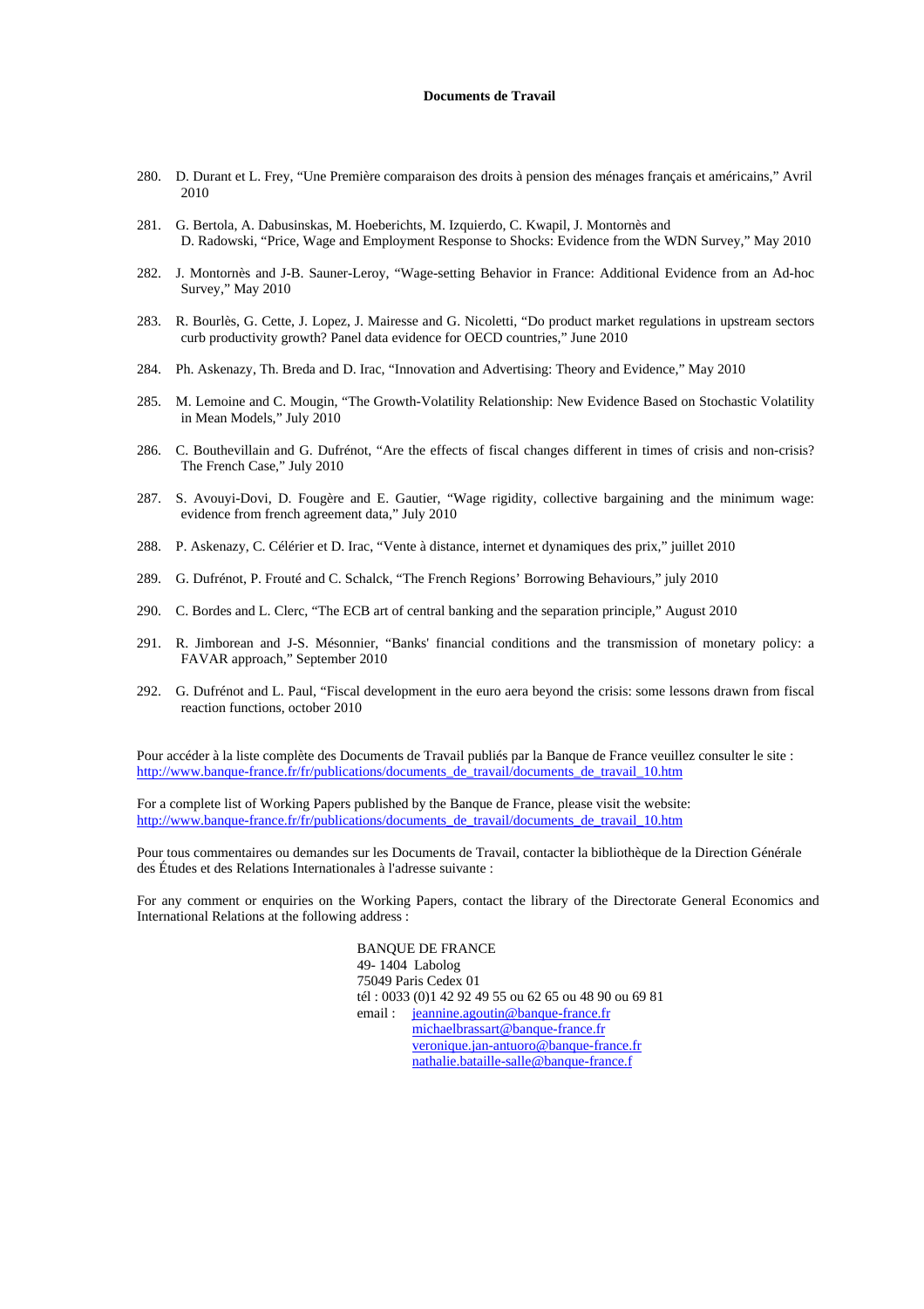**Documents de Travail**

280. D. Durant et L. Frey, "Une Première comparaison des droits à pension des ménages français et américains," Avril 2010

281. G. Bertola, A. Dabusinskas, M. Hoeberichts, M. Izquierdo, C. Kwapil, J. Montornès and D. Radowski, "Price, Wage and Employment Response to Shocks: Evidence from the WDN Survey," May 2010

282. J. Montornès and J-B. Sauner-Leroy, "Wage-setting Behavior in France: Additional Evidence from an Ad-hoc Survey," May 2010

283. R. Bourlès, G. Cette, J. Lopez, J. Mairesse and G. Nicoletti, "Do product market regulations in upstream sectors curb productivity growth? Panel data evidence for OECD countries," June 2010

284. Ph. Askenazy, Th. Breda and D. Irac, "Innovation and Advertising: Theory and Evidence," May 2010

285. M. Lemoine and C. Mougin, "The Growth-Volatility Relationship: New Evidence Based on Stochastic Volatility in Mean Models," July 2010

286. C. Bouthevillain and G. Dufrénot, "Are the effects of fiscal changes different in times of crisis and non-crisis? The French Case," July 2010

287. S. Avouyi-Dovi, D. Fougère and E. Gautier, "Wage rigidity, collective bargaining and the minimum wage: evidence from french agreement data," July 2010

288. P. Askenazy, C. Célérier et D. Irac, "Vente à distance, internet et dynamiques des prix," juillet 2010

289. G. Dufrénot, P. Frouté and C. Schalck, "The French Regions' Borrowing Behaviours," july 2010

290. C. Bordes and L. Clerc, "The ECB art of central banking and the separation principle," August 2010

291. R. Jimborean and J-S. Mésonnier, "Banks' financial conditions and the transmission of monetary policy: a FAVAR approach," September 2010

292. G. Dufrénot and L. Paul, "Fiscal development in the euro aera beyond the crisis: some lessons drawn from fiscal reaction functions, october 2010

Pour accéder à la liste complète des Documents de Travail publiés par la Banque de France veuillez consulter le site : http://www.banque-france.fr/fr/publications/documents_de_travail/documents_de_travail_10.htm

For a complete list of Working Papers published by the Banque de France, please visit the website: http://www.banque-france.fr/fr/publications/documents_de_travail/documents_de_travail_10.htm

Pour tous commentaires ou demandes sur les Documents de Travail, contacter la bibliothèque de la Direction Générale des Études et des Relations Internationales à l'adresse suivante :

For any comment or enquiries on the Working Papers, contact the library of the Directorate General Economics and International Relations at the following address :

BANQUE DE FRANCE  
49- 1404 Labolog  
75049 Paris Cedex 01  
tél : 0033 (0)1 42 92 49 55 ou 62 65 ou 48 90 ou 69 81  
email : jeannine.agoutin@banque-france.fr  
michaelbrassart@banque-france.fr  
veronique.jan-antuoro@banque-france.fr  
nathalie.bataille-salle@banque-france.f